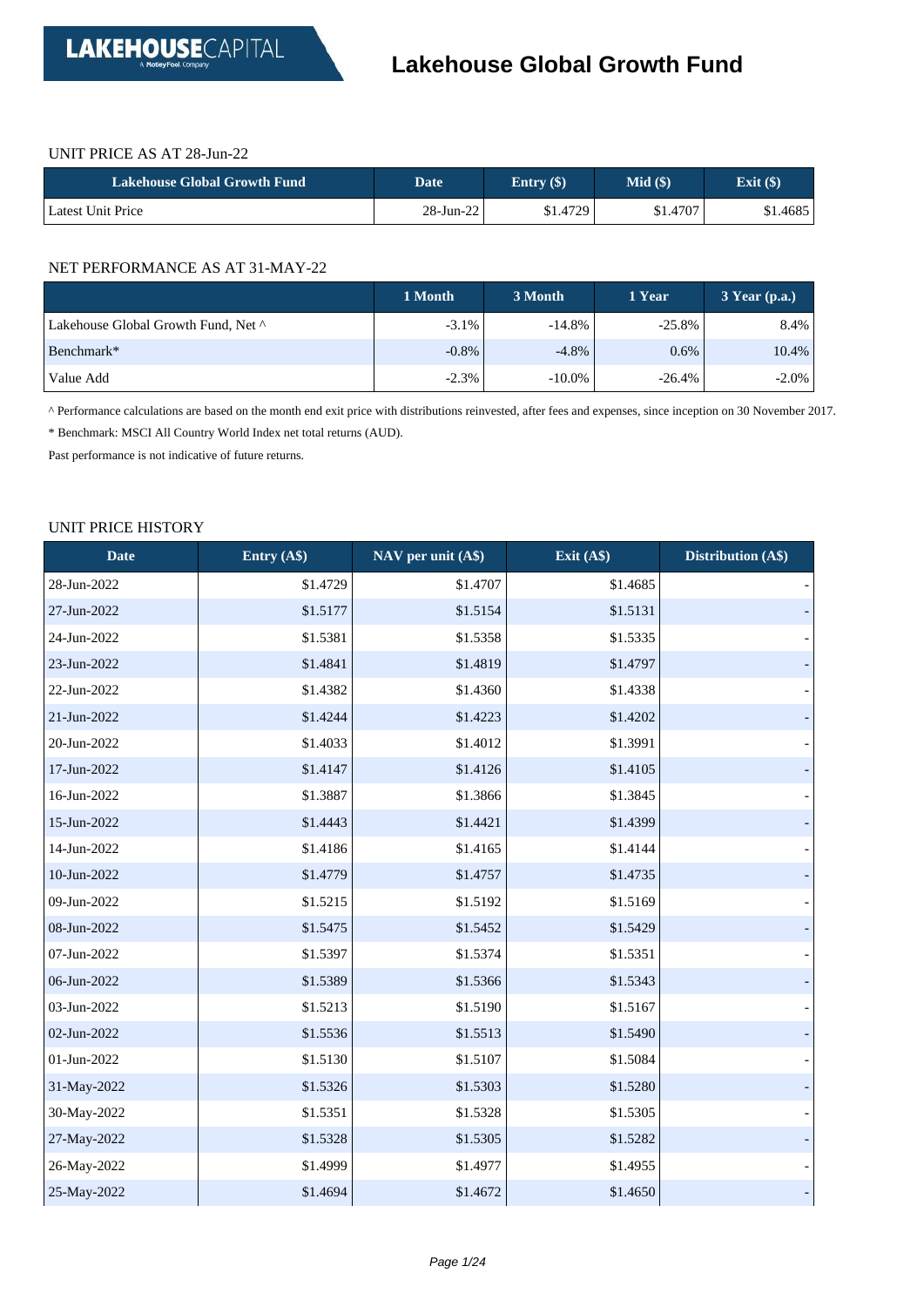# Lakehouse Global Growth Fund

UNIT PRICE AS AT 28-Jun-22

| Lakehouse Global Growth Fund | Date | Entry ($) | Mid ($) | Exit ($) |
|---|---|---|---|---|
| Latest Unit Price | 28-Jun-22 | $1.4729 | $1.4707 | $1.4685 |

NET PERFORMANCE AS AT 31-MAY-22

| | 1 Month | 3 Month | 1 Year | 3 Year (p.a.) |
|---|---|---|---|---|
| Lakehouse Global Growth Fund, Net ^ | -3.1% | -14.8% | -25.8% | 8.4% |
| Benchmark* | -0.8% | -4.8% | 0.6% | 10.4% |
| Value Add | -2.3% | -10.0% | -26.4% | -2.0% |

^ Performance calculations are based on the month end exit price with distributions reinvested, after fees and expenses, since inception on 30 November 2017.

* Benchmark: MSCI All Country World Index net total returns (AUD).

Past performance is not indicative of future returns.

UNIT PRICE HISTORY

| Date | Entry (A$) | NAV per unit (A$) | Exit (A$) | Distribution (A$) |
|---|---|---|---|---|
| 28-Jun-2022 | $1.4729 | $1.4707 | $1.4685 | - |
| 27-Jun-2022 | $1.5177 | $1.5154 | $1.5131 | - |
| 24-Jun-2022 | $1.5381 | $1.5358 | $1.5335 | - |
| 23-Jun-2022 | $1.4841 | $1.4819 | $1.4797 | - |
| 22-Jun-2022 | $1.4382 | $1.4360 | $1.4338 | - |
| 21-Jun-2022 | $1.4244 | $1.4223 | $1.4202 | - |
| 20-Jun-2022 | $1.4033 | $1.4012 | $1.3991 | - |
| 17-Jun-2022 | $1.4147 | $1.4126 | $1.4105 | - |
| 16-Jun-2022 | $1.3887 | $1.3866 | $1.3845 | - |
| 15-Jun-2022 | $1.4443 | $1.4421 | $1.4399 | - |
| 14-Jun-2022 | $1.4186 | $1.4165 | $1.4144 | - |
| 10-Jun-2022 | $1.4779 | $1.4757 | $1.4735 | - |
| 09-Jun-2022 | $1.5215 | $1.5192 | $1.5169 | - |
| 08-Jun-2022 | $1.5475 | $1.5452 | $1.5429 | - |
| 07-Jun-2022 | $1.5397 | $1.5374 | $1.5351 | - |
| 06-Jun-2022 | $1.5389 | $1.5366 | $1.5343 | - |
| 03-Jun-2022 | $1.5213 | $1.5190 | $1.5167 | - |
| 02-Jun-2022 | $1.5536 | $1.5513 | $1.5490 | - |
| 01-Jun-2022 | $1.5130 | $1.5107 | $1.5084 | - |
| 31-May-2022 | $1.5326 | $1.5303 | $1.5280 | - |
| 30-May-2022 | $1.5351 | $1.5328 | $1.5305 | - |
| 27-May-2022 | $1.5328 | $1.5305 | $1.5282 | - |
| 26-May-2022 | $1.4999 | $1.4977 | $1.4955 | - |
| 25-May-2022 | $1.4694 | $1.4672 | $1.4650 | - |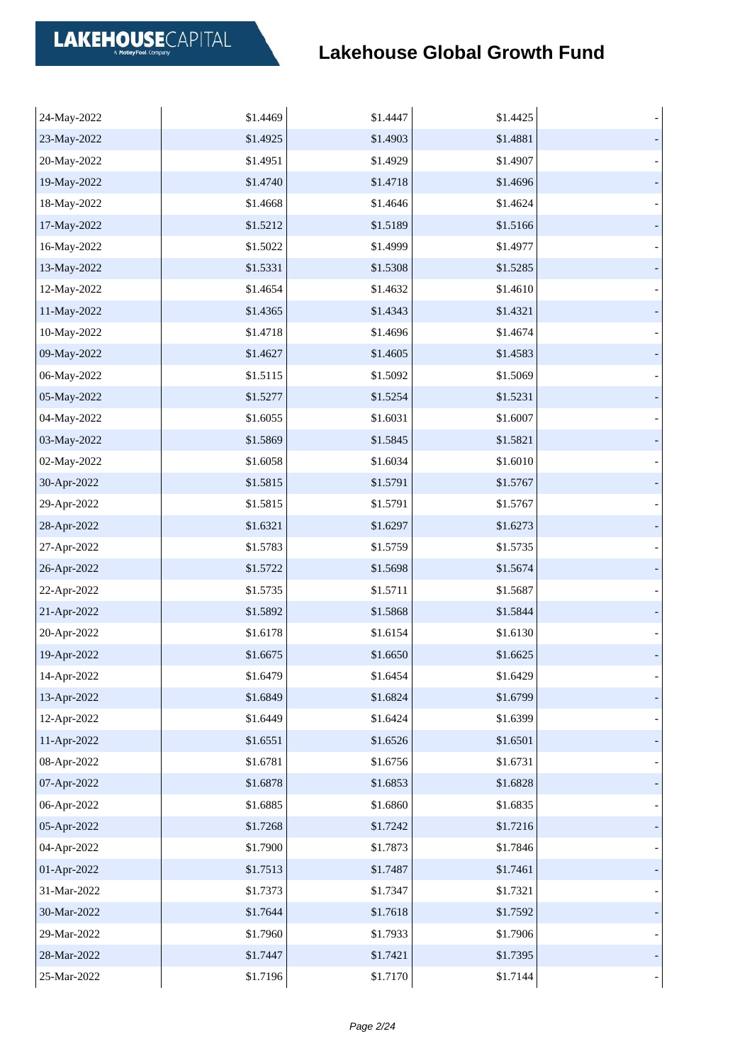# Lakehouse Global Growth Fund

| | | | | |
|---|---|---|---|---|
| 24-May-2022 | $1.4469 | $1.4447 | $1.4425 | - |
| 23-May-2022 | $1.4925 | $1.4903 | $1.4881 | - |
| 20-May-2022 | $1.4951 | $1.4929 | $1.4907 | - |
| 19-May-2022 | $1.4740 | $1.4718 | $1.4696 | - |
| 18-May-2022 | $1.4668 | $1.4646 | $1.4624 | - |
| 17-May-2022 | $1.5212 | $1.5189 | $1.5166 | - |
| 16-May-2022 | $1.5022 | $1.4999 | $1.4977 | - |
| 13-May-2022 | $1.5331 | $1.5308 | $1.5285 | - |
| 12-May-2022 | $1.4654 | $1.4632 | $1.4610 | - |
| 11-May-2022 | $1.4365 | $1.4343 | $1.4321 | - |
| 10-May-2022 | $1.4718 | $1.4696 | $1.4674 | - |
| 09-May-2022 | $1.4627 | $1.4605 | $1.4583 | - |
| 06-May-2022 | $1.5115 | $1.5092 | $1.5069 | - |
| 05-May-2022 | $1.5277 | $1.5254 | $1.5231 | - |
| 04-May-2022 | $1.6055 | $1.6031 | $1.6007 | - |
| 03-May-2022 | $1.5869 | $1.5845 | $1.5821 | - |
| 02-May-2022 | $1.6058 | $1.6034 | $1.6010 | - |
| 30-Apr-2022 | $1.5815 | $1.5791 | $1.5767 | - |
| 29-Apr-2022 | $1.5815 | $1.5791 | $1.5767 | - |
| 28-Apr-2022 | $1.6321 | $1.6297 | $1.6273 | - |
| 27-Apr-2022 | $1.5783 | $1.5759 | $1.5735 | - |
| 26-Apr-2022 | $1.5722 | $1.5698 | $1.5674 | - |
| 22-Apr-2022 | $1.5735 | $1.5711 | $1.5687 | - |
| 21-Apr-2022 | $1.5892 | $1.5868 | $1.5844 | - |
| 20-Apr-2022 | $1.6178 | $1.6154 | $1.6130 | - |
| 19-Apr-2022 | $1.6675 | $1.6650 | $1.6625 | - |
| 14-Apr-2022 | $1.6479 | $1.6454 | $1.6429 | - |
| 13-Apr-2022 | $1.6849 | $1.6824 | $1.6799 | - |
| 12-Apr-2022 | $1.6449 | $1.6424 | $1.6399 | - |
| 11-Apr-2022 | $1.6551 | $1.6526 | $1.6501 | - |
| 08-Apr-2022 | $1.6781 | $1.6756 | $1.6731 | - |
| 07-Apr-2022 | $1.6878 | $1.6853 | $1.6828 | - |
| 06-Apr-2022 | $1.6885 | $1.6860 | $1.6835 | - |
| 05-Apr-2022 | $1.7268 | $1.7242 | $1.7216 | - |
| 04-Apr-2022 | $1.7900 | $1.7873 | $1.7846 | - |
| 01-Apr-2022 | $1.7513 | $1.7487 | $1.7461 | - |
| 31-Mar-2022 | $1.7373 | $1.7347 | $1.7321 | - |
| 30-Mar-2022 | $1.7644 | $1.7618 | $1.7592 | - |
| 29-Mar-2022 | $1.7960 | $1.7933 | $1.7906 | - |
| 28-Mar-2022 | $1.7447 | $1.7421 | $1.7395 | - |
| 25-Mar-2022 | $1.7196 | $1.7170 | $1.7144 | - |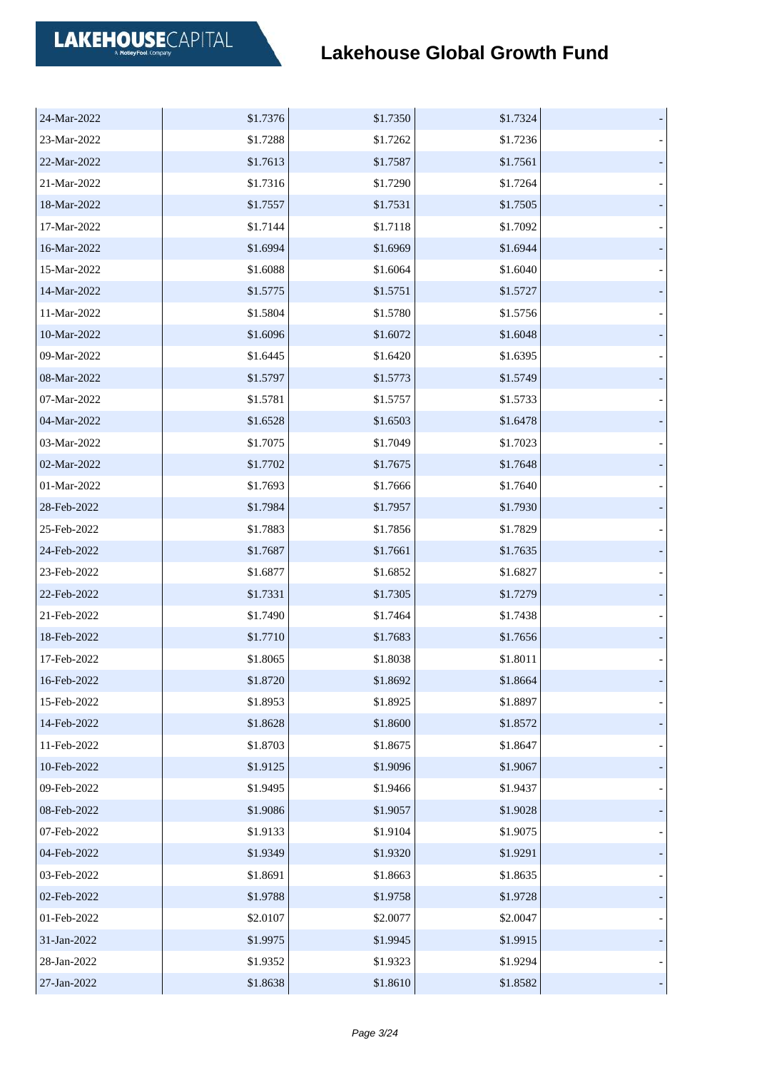# Lakehouse Global Growth Fund

| | | | | |
|---|---|---|---|---|
| 24-Mar-2022 | $1.7376 | $1.7350 | $1.7324 | - |
| 23-Mar-2022 | $1.7288 | $1.7262 | $1.7236 | - |
| 22-Mar-2022 | $1.7613 | $1.7587 | $1.7561 | - |
| 21-Mar-2022 | $1.7316 | $1.7290 | $1.7264 | - |
| 18-Mar-2022 | $1.7557 | $1.7531 | $1.7505 | - |
| 17-Mar-2022 | $1.7144 | $1.7118 | $1.7092 | - |
| 16-Mar-2022 | $1.6994 | $1.6969 | $1.6944 | - |
| 15-Mar-2022 | $1.6088 | $1.6064 | $1.6040 | - |
| 14-Mar-2022 | $1.5775 | $1.5751 | $1.5727 | - |
| 11-Mar-2022 | $1.5804 | $1.5780 | $1.5756 | - |
| 10-Mar-2022 | $1.6096 | $1.6072 | $1.6048 | - |
| 09-Mar-2022 | $1.6445 | $1.6420 | $1.6395 | - |
| 08-Mar-2022 | $1.5797 | $1.5773 | $1.5749 | - |
| 07-Mar-2022 | $1.5781 | $1.5757 | $1.5733 | - |
| 04-Mar-2022 | $1.6528 | $1.6503 | $1.6478 | - |
| 03-Mar-2022 | $1.7075 | $1.7049 | $1.7023 | - |
| 02-Mar-2022 | $1.7702 | $1.7675 | $1.7648 | - |
| 01-Mar-2022 | $1.7693 | $1.7666 | $1.7640 | - |
| 28-Feb-2022 | $1.7984 | $1.7957 | $1.7930 | - |
| 25-Feb-2022 | $1.7883 | $1.7856 | $1.7829 | - |
| 24-Feb-2022 | $1.7687 | $1.7661 | $1.7635 | - |
| 23-Feb-2022 | $1.6877 | $1.6852 | $1.6827 | - |
| 22-Feb-2022 | $1.7331 | $1.7305 | $1.7279 | - |
| 21-Feb-2022 | $1.7490 | $1.7464 | $1.7438 | - |
| 18-Feb-2022 | $1.7710 | $1.7683 | $1.7656 | - |
| 17-Feb-2022 | $1.8065 | $1.8038 | $1.8011 | - |
| 16-Feb-2022 | $1.8720 | $1.8692 | $1.8664 | - |
| 15-Feb-2022 | $1.8953 | $1.8925 | $1.8897 | - |
| 14-Feb-2022 | $1.8628 | $1.8600 | $1.8572 | - |
| 11-Feb-2022 | $1.8703 | $1.8675 | $1.8647 | - |
| 10-Feb-2022 | $1.9125 | $1.9096 | $1.9067 | - |
| 09-Feb-2022 | $1.9495 | $1.9466 | $1.9437 | - |
| 08-Feb-2022 | $1.9086 | $1.9057 | $1.9028 | - |
| 07-Feb-2022 | $1.9133 | $1.9104 | $1.9075 | - |
| 04-Feb-2022 | $1.9349 | $1.9320 | $1.9291 | - |
| 03-Feb-2022 | $1.8691 | $1.8663 | $1.8635 | - |
| 02-Feb-2022 | $1.9788 | $1.9758 | $1.9728 | - |
| 01-Feb-2022 | $2.0107 | $2.0077 | $2.0047 | - |
| 31-Jan-2022 | $1.9975 | $1.9945 | $1.9915 | - |
| 28-Jan-2022 | $1.9352 | $1.9323 | $1.9294 | - |
| 27-Jan-2022 | $1.8638 | $1.8610 | $1.8582 | - |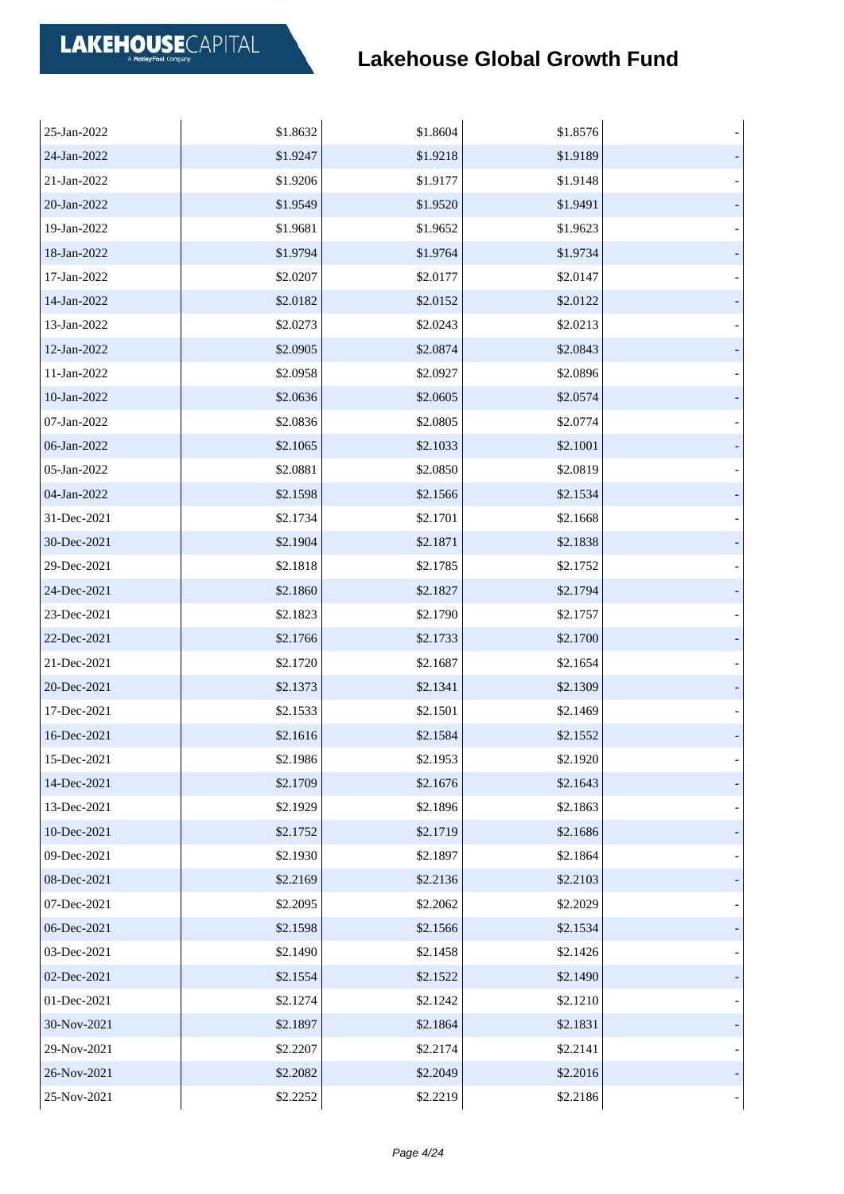# Lakehouse Global Growth Fund

| | | | | |
|---|---|---|---|---|
| 25-Jan-2022 | $1.8632 | $1.8604 | $1.8576 | - |
| 24-Jan-2022 | $1.9247 | $1.9218 | $1.9189 | - |
| 21-Jan-2022 | $1.9206 | $1.9177 | $1.9148 | - |
| 20-Jan-2022 | $1.9549 | $1.9520 | $1.9491 | - |
| 19-Jan-2022 | $1.9681 | $1.9652 | $1.9623 | - |
| 18-Jan-2022 | $1.9794 | $1.9764 | $1.9734 | - |
| 17-Jan-2022 | $2.0207 | $2.0177 | $2.0147 | - |
| 14-Jan-2022 | $2.0182 | $2.0152 | $2.0122 | - |
| 13-Jan-2022 | $2.0273 | $2.0243 | $2.0213 | - |
| 12-Jan-2022 | $2.0905 | $2.0874 | $2.0843 | - |
| 11-Jan-2022 | $2.0958 | $2.0927 | $2.0896 | - |
| 10-Jan-2022 | $2.0636 | $2.0605 | $2.0574 | - |
| 07-Jan-2022 | $2.0836 | $2.0805 | $2.0774 | - |
| 06-Jan-2022 | $2.1065 | $2.1033 | $2.1001 | - |
| 05-Jan-2022 | $2.0881 | $2.0850 | $2.0819 | - |
| 04-Jan-2022 | $2.1598 | $2.1566 | $2.1534 | - |
| 31-Dec-2021 | $2.1734 | $2.1701 | $2.1668 | - |
| 30-Dec-2021 | $2.1904 | $2.1871 | $2.1838 | - |
| 29-Dec-2021 | $2.1818 | $2.1785 | $2.1752 | - |
| 24-Dec-2021 | $2.1860 | $2.1827 | $2.1794 | - |
| 23-Dec-2021 | $2.1823 | $2.1790 | $2.1757 | - |
| 22-Dec-2021 | $2.1766 | $2.1733 | $2.1700 | - |
| 21-Dec-2021 | $2.1720 | $2.1687 | $2.1654 | - |
| 20-Dec-2021 | $2.1373 | $2.1341 | $2.1309 | - |
| 17-Dec-2021 | $2.1533 | $2.1501 | $2.1469 | - |
| 16-Dec-2021 | $2.1616 | $2.1584 | $2.1552 | - |
| 15-Dec-2021 | $2.1986 | $2.1953 | $2.1920 | - |
| 14-Dec-2021 | $2.1709 | $2.1676 | $2.1643 | - |
| 13-Dec-2021 | $2.1929 | $2.1896 | $2.1863 | - |
| 10-Dec-2021 | $2.1752 | $2.1719 | $2.1686 | - |
| 09-Dec-2021 | $2.1930 | $2.1897 | $2.1864 | - |
| 08-Dec-2021 | $2.2169 | $2.2136 | $2.2103 | - |
| 07-Dec-2021 | $2.2095 | $2.2062 | $2.2029 | - |
| 06-Dec-2021 | $2.1598 | $2.1566 | $2.1534 | - |
| 03-Dec-2021 | $2.1490 | $2.1458 | $2.1426 | - |
| 02-Dec-2021 | $2.1554 | $2.1522 | $2.1490 | - |
| 01-Dec-2021 | $2.1274 | $2.1242 | $2.1210 | - |
| 30-Nov-2021 | $2.1897 | $2.1864 | $2.1831 | - |
| 29-Nov-2021 | $2.2207 | $2.2174 | $2.2141 | - |
| 26-Nov-2021 | $2.2082 | $2.2049 | $2.2016 | - |
| 25-Nov-2021 | $2.2252 | $2.2219 | $2.2186 | - |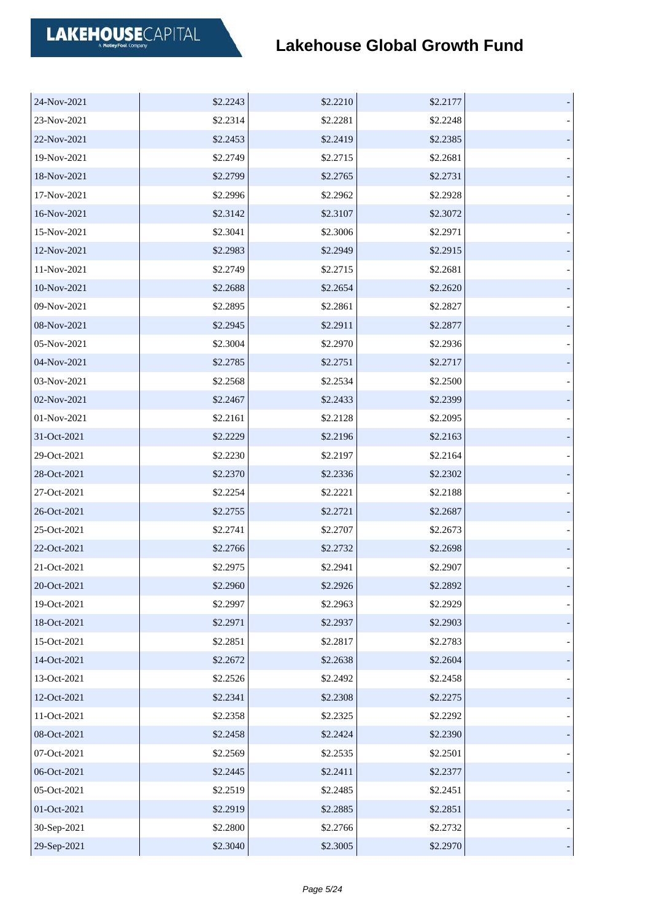# Lakehouse Global Growth Fund

| | | | | |
|---|---|---|---|---|
| 24-Nov-2021 | $2.2243 | $2.2210 | $2.2177 | - |
| 23-Nov-2021 | $2.2314 | $2.2281 | $2.2248 | - |
| 22-Nov-2021 | $2.2453 | $2.2419 | $2.2385 | - |
| 19-Nov-2021 | $2.2749 | $2.2715 | $2.2681 | - |
| 18-Nov-2021 | $2.2799 | $2.2765 | $2.2731 | - |
| 17-Nov-2021 | $2.2996 | $2.2962 | $2.2928 | - |
| 16-Nov-2021 | $2.3142 | $2.3107 | $2.3072 | - |
| 15-Nov-2021 | $2.3041 | $2.3006 | $2.2971 | - |
| 12-Nov-2021 | $2.2983 | $2.2949 | $2.2915 | - |
| 11-Nov-2021 | $2.2749 | $2.2715 | $2.2681 | - |
| 10-Nov-2021 | $2.2688 | $2.2654 | $2.2620 | - |
| 09-Nov-2021 | $2.2895 | $2.2861 | $2.2827 | - |
| 08-Nov-2021 | $2.2945 | $2.2911 | $2.2877 | - |
| 05-Nov-2021 | $2.3004 | $2.2970 | $2.2936 | - |
| 04-Nov-2021 | $2.2785 | $2.2751 | $2.2717 | - |
| 03-Nov-2021 | $2.2568 | $2.2534 | $2.2500 | - |
| 02-Nov-2021 | $2.2467 | $2.2433 | $2.2399 | - |
| 01-Nov-2021 | $2.2161 | $2.2128 | $2.2095 | - |
| 31-Oct-2021 | $2.2229 | $2.2196 | $2.2163 | - |
| 29-Oct-2021 | $2.2230 | $2.2197 | $2.2164 | - |
| 28-Oct-2021 | $2.2370 | $2.2336 | $2.2302 | - |
| 27-Oct-2021 | $2.2254 | $2.2221 | $2.2188 | - |
| 26-Oct-2021 | $2.2755 | $2.2721 | $2.2687 | - |
| 25-Oct-2021 | $2.2741 | $2.2707 | $2.2673 | - |
| 22-Oct-2021 | $2.2766 | $2.2732 | $2.2698 | - |
| 21-Oct-2021 | $2.2975 | $2.2941 | $2.2907 | - |
| 20-Oct-2021 | $2.2960 | $2.2926 | $2.2892 | - |
| 19-Oct-2021 | $2.2997 | $2.2963 | $2.2929 | - |
| 18-Oct-2021 | $2.2971 | $2.2937 | $2.2903 | - |
| 15-Oct-2021 | $2.2851 | $2.2817 | $2.2783 | - |
| 14-Oct-2021 | $2.2672 | $2.2638 | $2.2604 | - |
| 13-Oct-2021 | $2.2526 | $2.2492 | $2.2458 | - |
| 12-Oct-2021 | $2.2341 | $2.2308 | $2.2275 | - |
| 11-Oct-2021 | $2.2358 | $2.2325 | $2.2292 | - |
| 08-Oct-2021 | $2.2458 | $2.2424 | $2.2390 | - |
| 07-Oct-2021 | $2.2569 | $2.2535 | $2.2501 | - |
| 06-Oct-2021 | $2.2445 | $2.2411 | $2.2377 | - |
| 05-Oct-2021 | $2.2519 | $2.2485 | $2.2451 | - |
| 01-Oct-2021 | $2.2919 | $2.2885 | $2.2851 | - |
| 30-Sep-2021 | $2.2800 | $2.2766 | $2.2732 | - |
| 29-Sep-2021 | $2.3040 | $2.3005 | $2.2970 | - |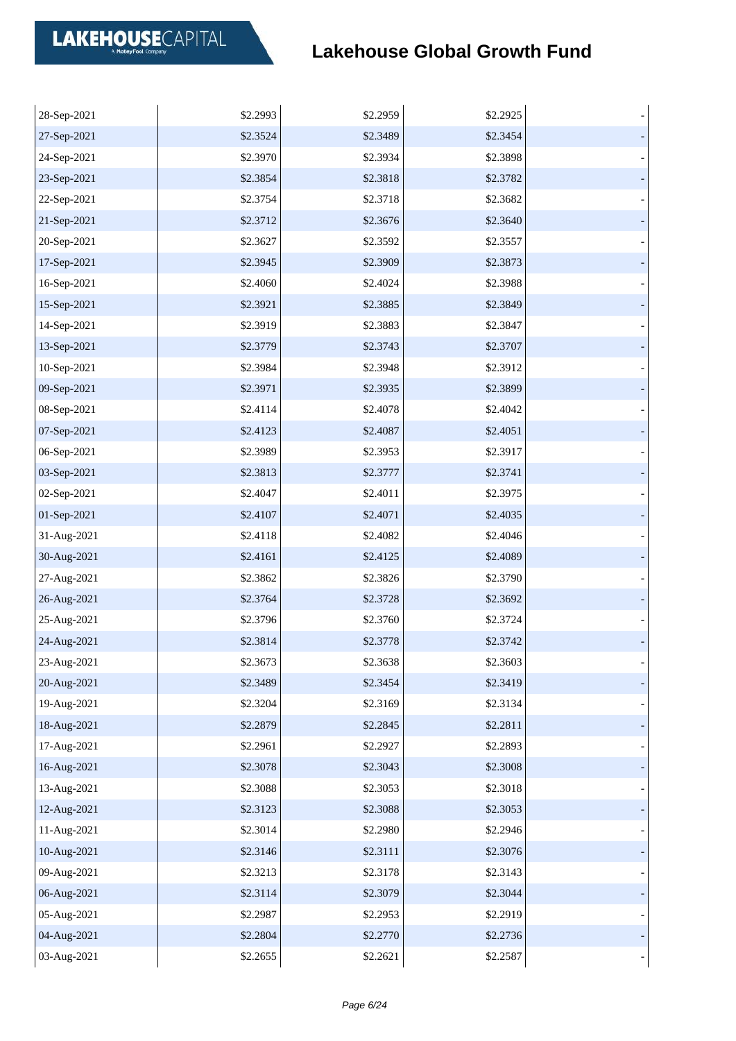| | | | | |
|---|---|---|---|---|
| 28-Sep-2021 | $2.2993 | $2.2959 | $2.2925 | - |
| 27-Sep-2021 | $2.3524 | $2.3489 | $2.3454 | - |
| 24-Sep-2021 | $2.3970 | $2.3934 | $2.3898 | - |
| 23-Sep-2021 | $2.3854 | $2.3818 | $2.3782 | - |
| 22-Sep-2021 | $2.3754 | $2.3718 | $2.3682 | - |
| 21-Sep-2021 | $2.3712 | $2.3676 | $2.3640 | - |
| 20-Sep-2021 | $2.3627 | $2.3592 | $2.3557 | - |
| 17-Sep-2021 | $2.3945 | $2.3909 | $2.3873 | - |
| 16-Sep-2021 | $2.4060 | $2.4024 | $2.3988 | - |
| 15-Sep-2021 | $2.3921 | $2.3885 | $2.3849 | - |
| 14-Sep-2021 | $2.3919 | $2.3883 | $2.3847 | - |
| 13-Sep-2021 | $2.3779 | $2.3743 | $2.3707 | - |
| 10-Sep-2021 | $2.3984 | $2.3948 | $2.3912 | - |
| 09-Sep-2021 | $2.3971 | $2.3935 | $2.3899 | - |
| 08-Sep-2021 | $2.4114 | $2.4078 | $2.4042 | - |
| 07-Sep-2021 | $2.4123 | $2.4087 | $2.4051 | - |
| 06-Sep-2021 | $2.3989 | $2.3953 | $2.3917 | - |
| 03-Sep-2021 | $2.3813 | $2.3777 | $2.3741 | - |
| 02-Sep-2021 | $2.4047 | $2.4011 | $2.3975 | - |
| 01-Sep-2021 | $2.4107 | $2.4071 | $2.4035 | - |
| 31-Aug-2021 | $2.4118 | $2.4082 | $2.4046 | - |
| 30-Aug-2021 | $2.4161 | $2.4125 | $2.4089 | - |
| 27-Aug-2021 | $2.3862 | $2.3826 | $2.3790 | - |
| 26-Aug-2021 | $2.3764 | $2.3728 | $2.3692 | - |
| 25-Aug-2021 | $2.3796 | $2.3760 | $2.3724 | - |
| 24-Aug-2021 | $2.3814 | $2.3778 | $2.3742 | - |
| 23-Aug-2021 | $2.3673 | $2.3638 | $2.3603 | - |
| 20-Aug-2021 | $2.3489 | $2.3454 | $2.3419 | - |
| 19-Aug-2021 | $2.3204 | $2.3169 | $2.3134 | - |
| 18-Aug-2021 | $2.2879 | $2.2845 | $2.2811 | - |
| 17-Aug-2021 | $2.2961 | $2.2927 | $2.2893 | - |
| 16-Aug-2021 | $2.3078 | $2.3043 | $2.3008 | - |
| 13-Aug-2021 | $2.3088 | $2.3053 | $2.3018 | - |
| 12-Aug-2021 | $2.3123 | $2.3088 | $2.3053 | - |
| 11-Aug-2021 | $2.3014 | $2.2980 | $2.2946 | - |
| 10-Aug-2021 | $2.3146 | $2.3111 | $2.3076 | - |
| 09-Aug-2021 | $2.3213 | $2.3178 | $2.3143 | - |
| 06-Aug-2021 | $2.3114 | $2.3079 | $2.3044 | - |
| 05-Aug-2021 | $2.2987 | $2.2953 | $2.2919 | - |
| 04-Aug-2021 | $2.2804 | $2.2770 | $2.2736 | - |
| 03-Aug-2021 | $2.2655 | $2.2621 | $2.2587 | - |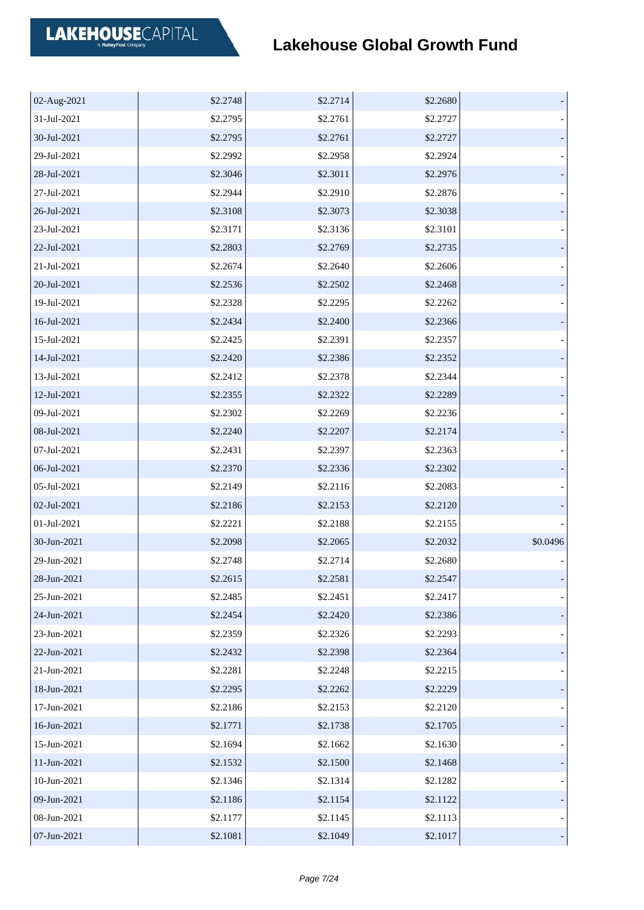# Lakehouse Global Growth Fund

| | | | | |
|---|---|---|---|---|
| 02-Aug-2021 | $2.2748 | $2.2714 | $2.2680 | - |
| 31-Jul-2021 | $2.2795 | $2.2761 | $2.2727 | - |
| 30-Jul-2021 | $2.2795 | $2.2761 | $2.2727 | - |
| 29-Jul-2021 | $2.2992 | $2.2958 | $2.2924 | - |
| 28-Jul-2021 | $2.3046 | $2.3011 | $2.2976 | - |
| 27-Jul-2021 | $2.2944 | $2.2910 | $2.2876 | - |
| 26-Jul-2021 | $2.3108 | $2.3073 | $2.3038 | - |
| 23-Jul-2021 | $2.3171 | $2.3136 | $2.3101 | - |
| 22-Jul-2021 | $2.2803 | $2.2769 | $2.2735 | - |
| 21-Jul-2021 | $2.2674 | $2.2640 | $2.2606 | - |
| 20-Jul-2021 | $2.2536 | $2.2502 | $2.2468 | - |
| 19-Jul-2021 | $2.2328 | $2.2295 | $2.2262 | - |
| 16-Jul-2021 | $2.2434 | $2.2400 | $2.2366 | - |
| 15-Jul-2021 | $2.2425 | $2.2391 | $2.2357 | - |
| 14-Jul-2021 | $2.2420 | $2.2386 | $2.2352 | - |
| 13-Jul-2021 | $2.2412 | $2.2378 | $2.2344 | - |
| 12-Jul-2021 | $2.2355 | $2.2322 | $2.2289 | - |
| 09-Jul-2021 | $2.2302 | $2.2269 | $2.2236 | - |
| 08-Jul-2021 | $2.2240 | $2.2207 | $2.2174 | - |
| 07-Jul-2021 | $2.2431 | $2.2397 | $2.2363 | - |
| 06-Jul-2021 | $2.2370 | $2.2336 | $2.2302 | - |
| 05-Jul-2021 | $2.2149 | $2.2116 | $2.2083 | - |
| 02-Jul-2021 | $2.2186 | $2.2153 | $2.2120 | - |
| 01-Jul-2021 | $2.2221 | $2.2188 | $2.2155 | - |
| 30-Jun-2021 | $2.2098 | $2.2065 | $2.2032 | $0.0496 |
| 29-Jun-2021 | $2.2748 | $2.2714 | $2.2680 | - |
| 28-Jun-2021 | $2.2615 | $2.2581 | $2.2547 | - |
| 25-Jun-2021 | $2.2485 | $2.2451 | $2.2417 | - |
| 24-Jun-2021 | $2.2454 | $2.2420 | $2.2386 | - |
| 23-Jun-2021 | $2.2359 | $2.2326 | $2.2293 | - |
| 22-Jun-2021 | $2.2432 | $2.2398 | $2.2364 | - |
| 21-Jun-2021 | $2.2281 | $2.2248 | $2.2215 | - |
| 18-Jun-2021 | $2.2295 | $2.2262 | $2.2229 | - |
| 17-Jun-2021 | $2.2186 | $2.2153 | $2.2120 | - |
| 16-Jun-2021 | $2.1771 | $2.1738 | $2.1705 | - |
| 15-Jun-2021 | $2.1694 | $2.1662 | $2.1630 | - |
| 11-Jun-2021 | $2.1532 | $2.1500 | $2.1468 | - |
| 10-Jun-2021 | $2.1346 | $2.1314 | $2.1282 | - |
| 09-Jun-2021 | $2.1186 | $2.1154 | $2.1122 | - |
| 08-Jun-2021 | $2.1177 | $2.1145 | $2.1113 | - |
| 07-Jun-2021 | $2.1081 | $2.1049 | $2.1017 | - |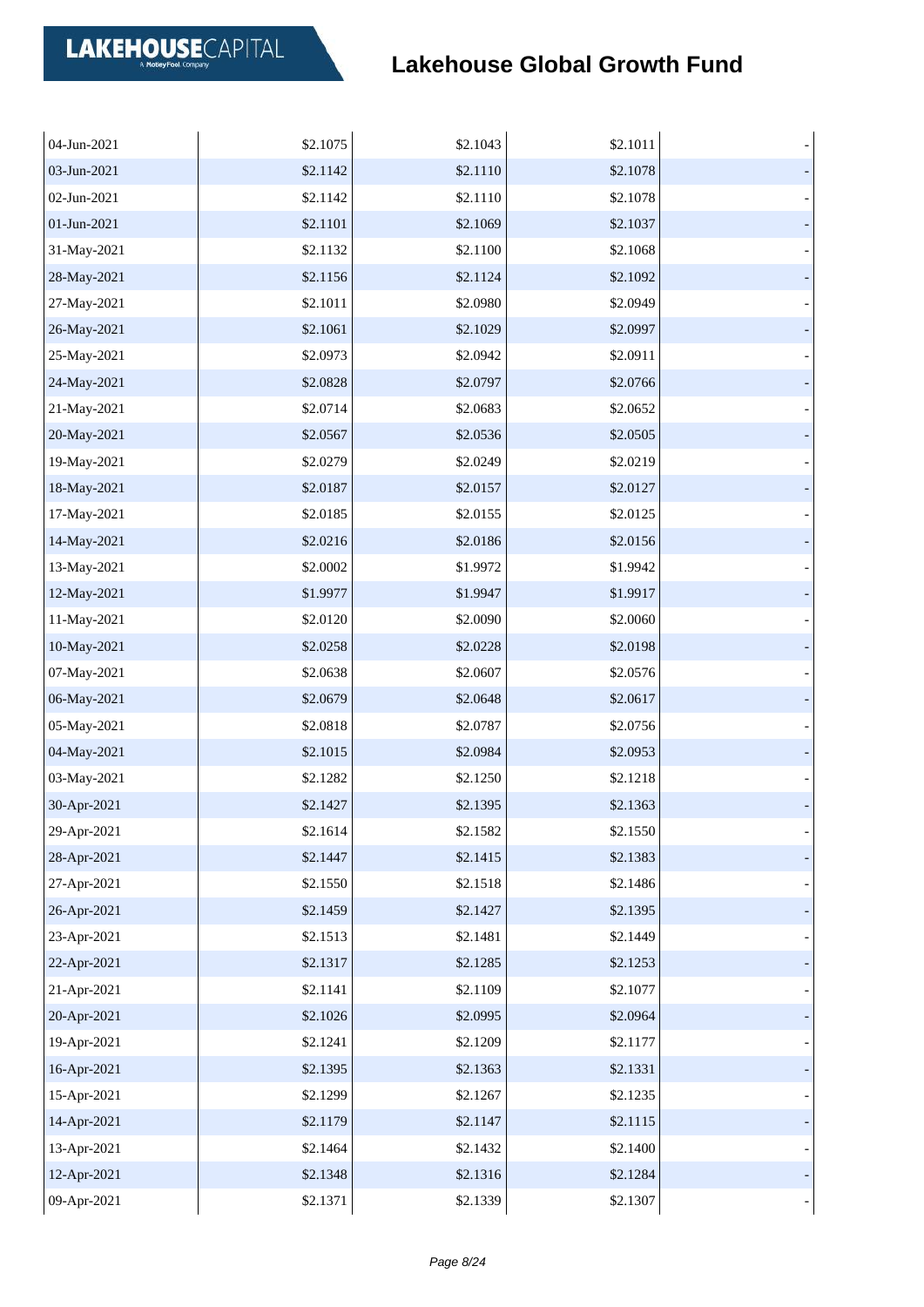# Lakehouse Global Growth Fund

| | | | | |
|---|---|---|---|---|
| 04-Jun-2021 | $2.1075 | $2.1043 | $2.1011 | - |
| 03-Jun-2021 | $2.1142 | $2.1110 | $2.1078 | - |
| 02-Jun-2021 | $2.1142 | $2.1110 | $2.1078 | - |
| 01-Jun-2021 | $2.1101 | $2.1069 | $2.1037 | - |
| 31-May-2021 | $2.1132 | $2.1100 | $2.1068 | - |
| 28-May-2021 | $2.1156 | $2.1124 | $2.1092 | - |
| 27-May-2021 | $2.1011 | $2.0980 | $2.0949 | - |
| 26-May-2021 | $2.1061 | $2.1029 | $2.0997 | - |
| 25-May-2021 | $2.0973 | $2.0942 | $2.0911 | - |
| 24-May-2021 | $2.0828 | $2.0797 | $2.0766 | - |
| 21-May-2021 | $2.0714 | $2.0683 | $2.0652 | - |
| 20-May-2021 | $2.0567 | $2.0536 | $2.0505 | - |
| 19-May-2021 | $2.0279 | $2.0249 | $2.0219 | - |
| 18-May-2021 | $2.0187 | $2.0157 | $2.0127 | - |
| 17-May-2021 | $2.0185 | $2.0155 | $2.0125 | - |
| 14-May-2021 | $2.0216 | $2.0186 | $2.0156 | - |
| 13-May-2021 | $2.0002 | $1.9972 | $1.9942 | - |
| 12-May-2021 | $1.9977 | $1.9947 | $1.9917 | - |
| 11-May-2021 | $2.0120 | $2.0090 | $2.0060 | - |
| 10-May-2021 | $2.0258 | $2.0228 | $2.0198 | - |
| 07-May-2021 | $2.0638 | $2.0607 | $2.0576 | - |
| 06-May-2021 | $2.0679 | $2.0648 | $2.0617 | - |
| 05-May-2021 | $2.0818 | $2.0787 | $2.0756 | - |
| 04-May-2021 | $2.1015 | $2.0984 | $2.0953 | - |
| 03-May-2021 | $2.1282 | $2.1250 | $2.1218 | - |
| 30-Apr-2021 | $2.1427 | $2.1395 | $2.1363 | - |
| 29-Apr-2021 | $2.1614 | $2.1582 | $2.1550 | - |
| 28-Apr-2021 | $2.1447 | $2.1415 | $2.1383 | - |
| 27-Apr-2021 | $2.1550 | $2.1518 | $2.1486 | - |
| 26-Apr-2021 | $2.1459 | $2.1427 | $2.1395 | - |
| 23-Apr-2021 | $2.1513 | $2.1481 | $2.1449 | - |
| 22-Apr-2021 | $2.1317 | $2.1285 | $2.1253 | - |
| 21-Apr-2021 | $2.1141 | $2.1109 | $2.1077 | - |
| 20-Apr-2021 | $2.1026 | $2.0995 | $2.0964 | - |
| 19-Apr-2021 | $2.1241 | $2.1209 | $2.1177 | - |
| 16-Apr-2021 | $2.1395 | $2.1363 | $2.1331 | - |
| 15-Apr-2021 | $2.1299 | $2.1267 | $2.1235 | - |
| 14-Apr-2021 | $2.1179 | $2.1147 | $2.1115 | - |
| 13-Apr-2021 | $2.1464 | $2.1432 | $2.1400 | - |
| 12-Apr-2021 | $2.1348 | $2.1316 | $2.1284 | - |
| 09-Apr-2021 | $2.1371 | $2.1339 | $2.1307 | - |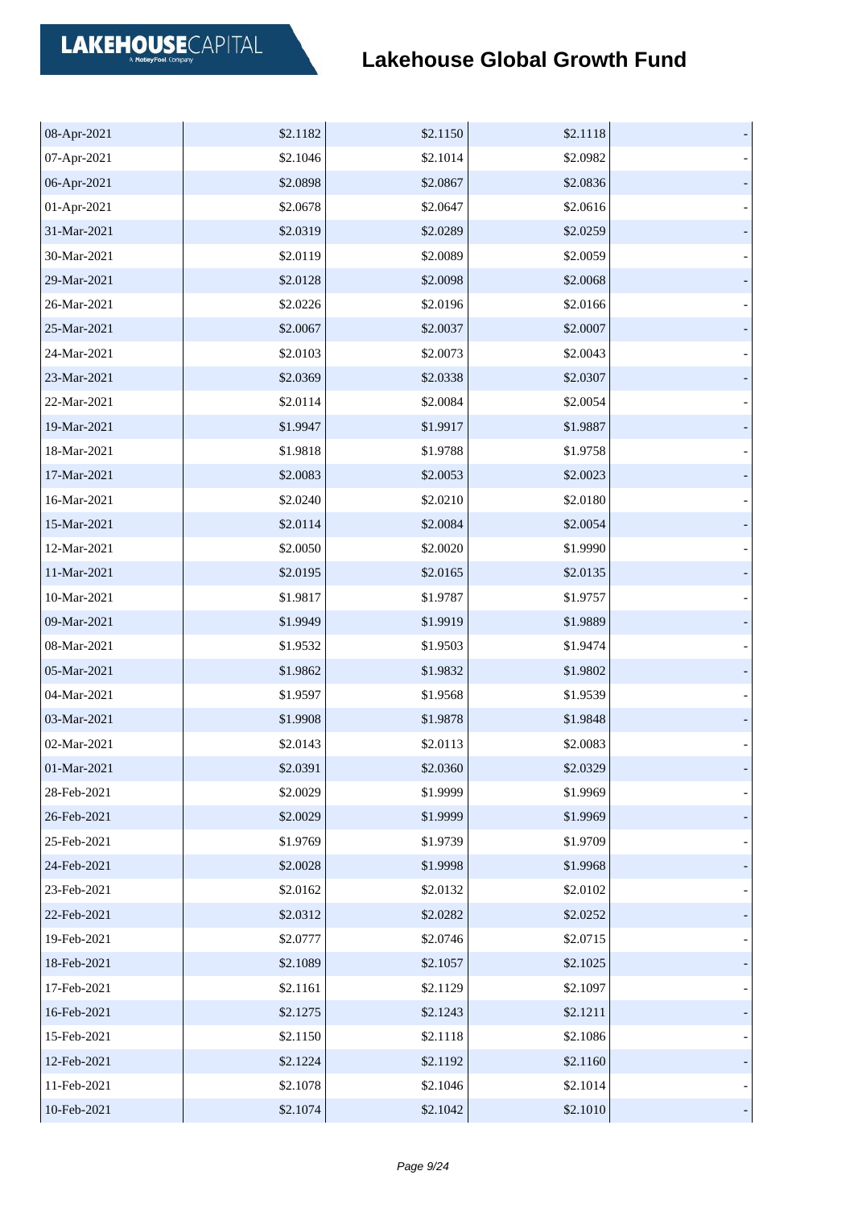# Lakehouse Global Growth Fund

| | | | | |
|---|---|---|---|---|
| 08-Apr-2021 | $2.1182 | $2.1150 | $2.1118 | - |
| 07-Apr-2021 | $2.1046 | $2.1014 | $2.0982 | - |
| 06-Apr-2021 | $2.0898 | $2.0867 | $2.0836 | - |
| 01-Apr-2021 | $2.0678 | $2.0647 | $2.0616 | - |
| 31-Mar-2021 | $2.0319 | $2.0289 | $2.0259 | - |
| 30-Mar-2021 | $2.0119 | $2.0089 | $2.0059 | - |
| 29-Mar-2021 | $2.0128 | $2.0098 | $2.0068 | - |
| 26-Mar-2021 | $2.0226 | $2.0196 | $2.0166 | - |
| 25-Mar-2021 | $2.0067 | $2.0037 | $2.0007 | - |
| 24-Mar-2021 | $2.0103 | $2.0073 | $2.0043 | - |
| 23-Mar-2021 | $2.0369 | $2.0338 | $2.0307 | - |
| 22-Mar-2021 | $2.0114 | $2.0084 | $2.0054 | - |
| 19-Mar-2021 | $1.9947 | $1.9917 | $1.9887 | - |
| 18-Mar-2021 | $1.9818 | $1.9788 | $1.9758 | - |
| 17-Mar-2021 | $2.0083 | $2.0053 | $2.0023 | - |
| 16-Mar-2021 | $2.0240 | $2.0210 | $2.0180 | - |
| 15-Mar-2021 | $2.0114 | $2.0084 | $2.0054 | - |
| 12-Mar-2021 | $2.0050 | $2.0020 | $1.9990 | - |
| 11-Mar-2021 | $2.0195 | $2.0165 | $2.0135 | - |
| 10-Mar-2021 | $1.9817 | $1.9787 | $1.9757 | - |
| 09-Mar-2021 | $1.9949 | $1.9919 | $1.9889 | - |
| 08-Mar-2021 | $1.9532 | $1.9503 | $1.9474 | - |
| 05-Mar-2021 | $1.9862 | $1.9832 | $1.9802 | - |
| 04-Mar-2021 | $1.9597 | $1.9568 | $1.9539 | - |
| 03-Mar-2021 | $1.9908 | $1.9878 | $1.9848 | - |
| 02-Mar-2021 | $2.0143 | $2.0113 | $2.0083 | - |
| 01-Mar-2021 | $2.0391 | $2.0360 | $2.0329 | - |
| 28-Feb-2021 | $2.0029 | $1.9999 | $1.9969 | - |
| 26-Feb-2021 | $2.0029 | $1.9999 | $1.9969 | - |
| 25-Feb-2021 | $1.9769 | $1.9739 | $1.9709 | - |
| 24-Feb-2021 | $2.0028 | $1.9998 | $1.9968 | - |
| 23-Feb-2021 | $2.0162 | $2.0132 | $2.0102 | - |
| 22-Feb-2021 | $2.0312 | $2.0282 | $2.0252 | - |
| 19-Feb-2021 | $2.0777 | $2.0746 | $2.0715 | - |
| 18-Feb-2021 | $2.1089 | $2.1057 | $2.1025 | - |
| 17-Feb-2021 | $2.1161 | $2.1129 | $2.1097 | - |
| 16-Feb-2021 | $2.1275 | $2.1243 | $2.1211 | - |
| 15-Feb-2021 | $2.1150 | $2.1118 | $2.1086 | - |
| 12-Feb-2021 | $2.1224 | $2.1192 | $2.1160 | - |
| 11-Feb-2021 | $2.1078 | $2.1046 | $2.1014 | - |
| 10-Feb-2021 | $2.1074 | $2.1042 | $2.1010 | - |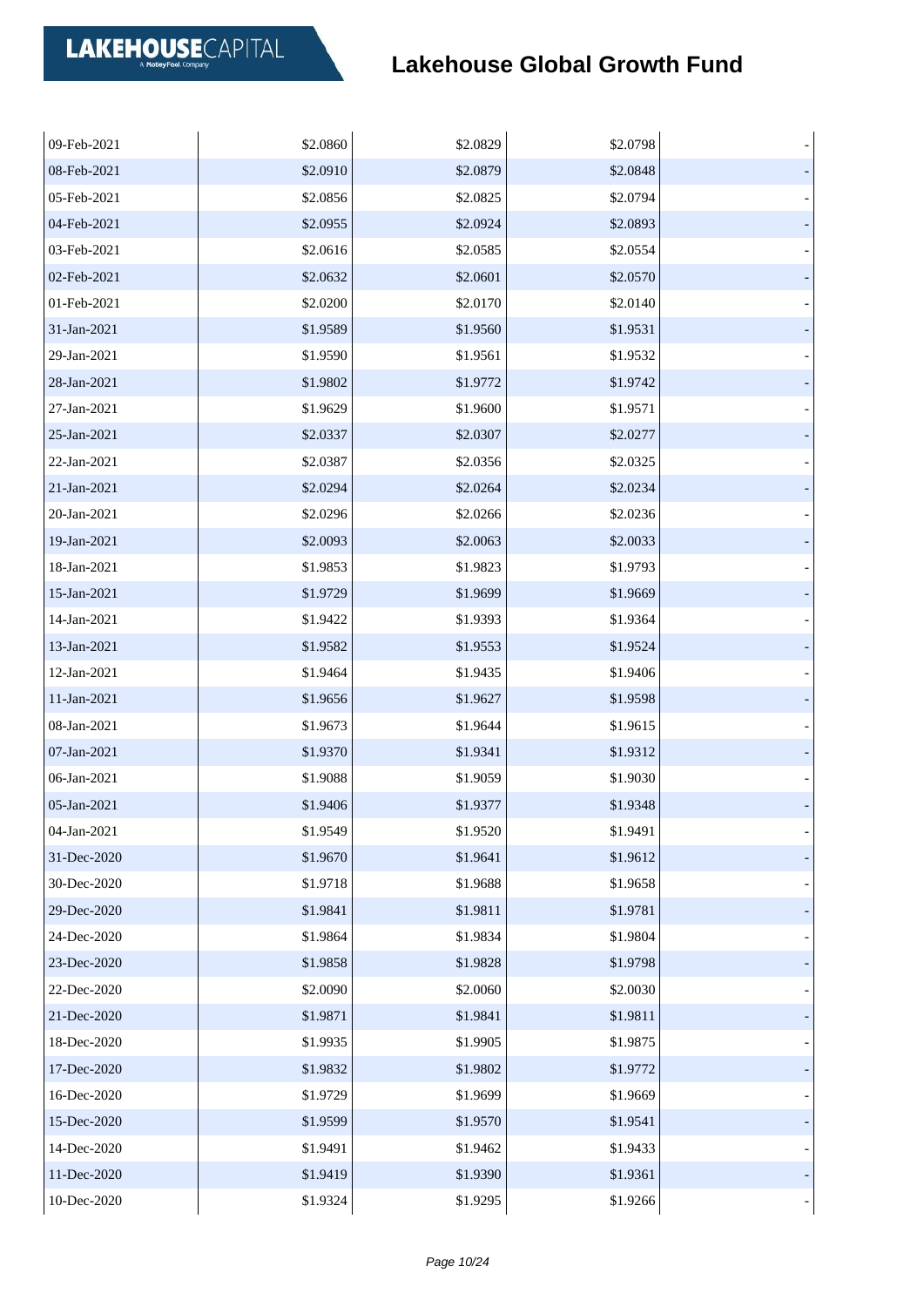# Lakehouse Global Growth Fund

| | | | | |
|---|---|---|---|---|
| 09-Feb-2021 | $2.0860 | $2.0829 | $2.0798 | - |
| 08-Feb-2021 | $2.0910 | $2.0879 | $2.0848 | - |
| 05-Feb-2021 | $2.0856 | $2.0825 | $2.0794 | - |
| 04-Feb-2021 | $2.0955 | $2.0924 | $2.0893 | - |
| 03-Feb-2021 | $2.0616 | $2.0585 | $2.0554 | - |
| 02-Feb-2021 | $2.0632 | $2.0601 | $2.0570 | - |
| 01-Feb-2021 | $2.0200 | $2.0170 | $2.0140 | - |
| 31-Jan-2021 | $1.9589 | $1.9560 | $1.9531 | - |
| 29-Jan-2021 | $1.9590 | $1.9561 | $1.9532 | - |
| 28-Jan-2021 | $1.9802 | $1.9772 | $1.9742 | - |
| 27-Jan-2021 | $1.9629 | $1.9600 | $1.9571 | - |
| 25-Jan-2021 | $2.0337 | $2.0307 | $2.0277 | - |
| 22-Jan-2021 | $2.0387 | $2.0356 | $2.0325 | - |
| 21-Jan-2021 | $2.0294 | $2.0264 | $2.0234 | - |
| 20-Jan-2021 | $2.0296 | $2.0266 | $2.0236 | - |
| 19-Jan-2021 | $2.0093 | $2.0063 | $2.0033 | - |
| 18-Jan-2021 | $1.9853 | $1.9823 | $1.9793 | - |
| 15-Jan-2021 | $1.9729 | $1.9699 | $1.9669 | - |
| 14-Jan-2021 | $1.9422 | $1.9393 | $1.9364 | - |
| 13-Jan-2021 | $1.9582 | $1.9553 | $1.9524 | - |
| 12-Jan-2021 | $1.9464 | $1.9435 | $1.9406 | - |
| 11-Jan-2021 | $1.9656 | $1.9627 | $1.9598 | - |
| 08-Jan-2021 | $1.9673 | $1.9644 | $1.9615 | - |
| 07-Jan-2021 | $1.9370 | $1.9341 | $1.9312 | - |
| 06-Jan-2021 | $1.9088 | $1.9059 | $1.9030 | - |
| 05-Jan-2021 | $1.9406 | $1.9377 | $1.9348 | - |
| 04-Jan-2021 | $1.9549 | $1.9520 | $1.9491 | - |
| 31-Dec-2020 | $1.9670 | $1.9641 | $1.9612 | - |
| 30-Dec-2020 | $1.9718 | $1.9688 | $1.9658 | - |
| 29-Dec-2020 | $1.9841 | $1.9811 | $1.9781 | - |
| 24-Dec-2020 | $1.9864 | $1.9834 | $1.9804 | - |
| 23-Dec-2020 | $1.9858 | $1.9828 | $1.9798 | - |
| 22-Dec-2020 | $2.0090 | $2.0060 | $2.0030 | - |
| 21-Dec-2020 | $1.9871 | $1.9841 | $1.9811 | - |
| 18-Dec-2020 | $1.9935 | $1.9905 | $1.9875 | - |
| 17-Dec-2020 | $1.9832 | $1.9802 | $1.9772 | - |
| 16-Dec-2020 | $1.9729 | $1.9699 | $1.9669 | - |
| 15-Dec-2020 | $1.9599 | $1.9570 | $1.9541 | - |
| 14-Dec-2020 | $1.9491 | $1.9462 | $1.9433 | - |
| 11-Dec-2020 | $1.9419 | $1.9390 | $1.9361 | - |
| 10-Dec-2020 | $1.9324 | $1.9295 | $1.9266 | - |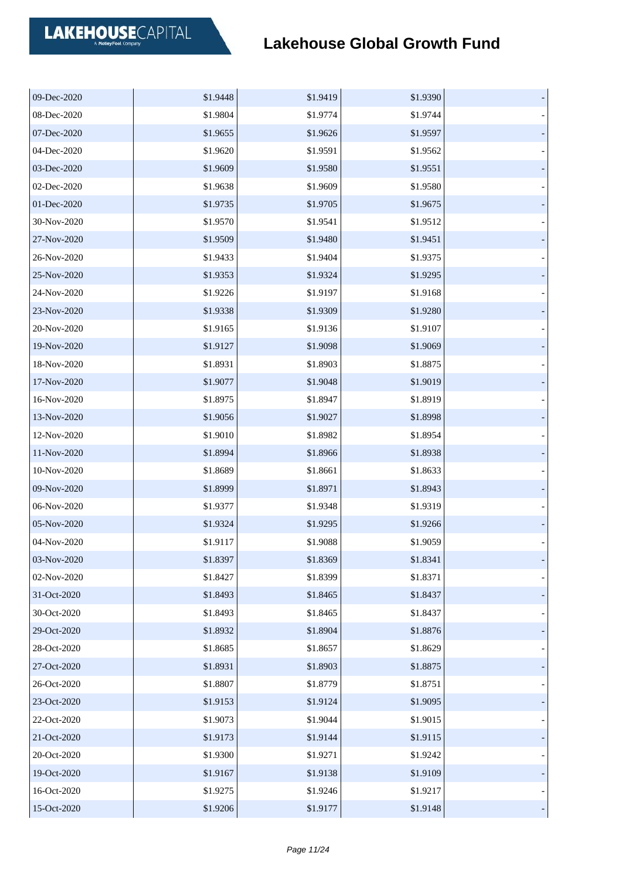# Lakehouse Global Growth Fund

| | | | | |
|---|---|---|---|---|
| 09-Dec-2020 | $1.9448 | $1.9419 | $1.9390 | - |
| 08-Dec-2020 | $1.9804 | $1.9774 | $1.9744 | - |
| 07-Dec-2020 | $1.9655 | $1.9626 | $1.9597 | - |
| 04-Dec-2020 | $1.9620 | $1.9591 | $1.9562 | - |
| 03-Dec-2020 | $1.9609 | $1.9580 | $1.9551 | - |
| 02-Dec-2020 | $1.9638 | $1.9609 | $1.9580 | - |
| 01-Dec-2020 | $1.9735 | $1.9705 | $1.9675 | - |
| 30-Nov-2020 | $1.9570 | $1.9541 | $1.9512 | - |
| 27-Nov-2020 | $1.9509 | $1.9480 | $1.9451 | - |
| 26-Nov-2020 | $1.9433 | $1.9404 | $1.9375 | - |
| 25-Nov-2020 | $1.9353 | $1.9324 | $1.9295 | - |
| 24-Nov-2020 | $1.9226 | $1.9197 | $1.9168 | - |
| 23-Nov-2020 | $1.9338 | $1.9309 | $1.9280 | - |
| 20-Nov-2020 | $1.9165 | $1.9136 | $1.9107 | - |
| 19-Nov-2020 | $1.9127 | $1.9098 | $1.9069 | - |
| 18-Nov-2020 | $1.8931 | $1.8903 | $1.8875 | - |
| 17-Nov-2020 | $1.9077 | $1.9048 | $1.9019 | - |
| 16-Nov-2020 | $1.8975 | $1.8947 | $1.8919 | - |
| 13-Nov-2020 | $1.9056 | $1.9027 | $1.8998 | - |
| 12-Nov-2020 | $1.9010 | $1.8982 | $1.8954 | - |
| 11-Nov-2020 | $1.8994 | $1.8966 | $1.8938 | - |
| 10-Nov-2020 | $1.8689 | $1.8661 | $1.8633 | - |
| 09-Nov-2020 | $1.8999 | $1.8971 | $1.8943 | - |
| 06-Nov-2020 | $1.9377 | $1.9348 | $1.9319 | - |
| 05-Nov-2020 | $1.9324 | $1.9295 | $1.9266 | - |
| 04-Nov-2020 | $1.9117 | $1.9088 | $1.9059 | - |
| 03-Nov-2020 | $1.8397 | $1.8369 | $1.8341 | - |
| 02-Nov-2020 | $1.8427 | $1.8399 | $1.8371 | - |
| 31-Oct-2020 | $1.8493 | $1.8465 | $1.8437 | - |
| 30-Oct-2020 | $1.8493 | $1.8465 | $1.8437 | - |
| 29-Oct-2020 | $1.8932 | $1.8904 | $1.8876 | - |
| 28-Oct-2020 | $1.8685 | $1.8657 | $1.8629 | - |
| 27-Oct-2020 | $1.8931 | $1.8903 | $1.8875 | - |
| 26-Oct-2020 | $1.8807 | $1.8779 | $1.8751 | - |
| 23-Oct-2020 | $1.9153 | $1.9124 | $1.9095 | - |
| 22-Oct-2020 | $1.9073 | $1.9044 | $1.9015 | - |
| 21-Oct-2020 | $1.9173 | $1.9144 | $1.9115 | - |
| 20-Oct-2020 | $1.9300 | $1.9271 | $1.9242 | - |
| 19-Oct-2020 | $1.9167 | $1.9138 | $1.9109 | - |
| 16-Oct-2020 | $1.9275 | $1.9246 | $1.9217 | - |
| 15-Oct-2020 | $1.9206 | $1.9177 | $1.9148 | - |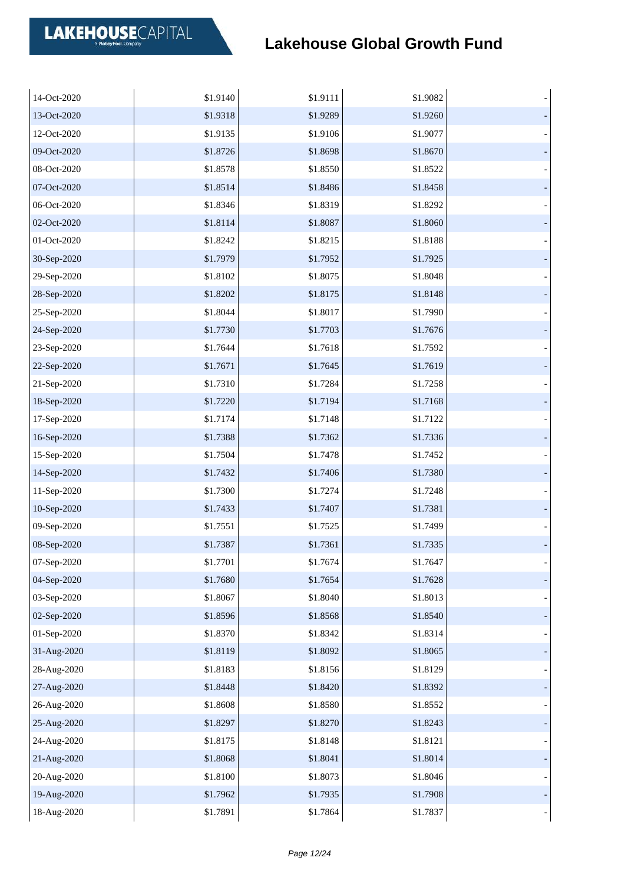# Lakehouse Global Growth Fund

| | | | | |
|---|---|---|---|---|
| 14-Oct-2020 | $1.9140 | $1.9111 | $1.9082 | - |
| 13-Oct-2020 | $1.9318 | $1.9289 | $1.9260 | - |
| 12-Oct-2020 | $1.9135 | $1.9106 | $1.9077 | - |
| 09-Oct-2020 | $1.8726 | $1.8698 | $1.8670 | - |
| 08-Oct-2020 | $1.8578 | $1.8550 | $1.8522 | - |
| 07-Oct-2020 | $1.8514 | $1.8486 | $1.8458 | - |
| 06-Oct-2020 | $1.8346 | $1.8319 | $1.8292 | - |
| 02-Oct-2020 | $1.8114 | $1.8087 | $1.8060 | - |
| 01-Oct-2020 | $1.8242 | $1.8215 | $1.8188 | - |
| 30-Sep-2020 | $1.7979 | $1.7952 | $1.7925 | - |
| 29-Sep-2020 | $1.8102 | $1.8075 | $1.8048 | - |
| 28-Sep-2020 | $1.8202 | $1.8175 | $1.8148 | - |
| 25-Sep-2020 | $1.8044 | $1.8017 | $1.7990 | - |
| 24-Sep-2020 | $1.7730 | $1.7703 | $1.7676 | - |
| 23-Sep-2020 | $1.7644 | $1.7618 | $1.7592 | - |
| 22-Sep-2020 | $1.7671 | $1.7645 | $1.7619 | - |
| 21-Sep-2020 | $1.7310 | $1.7284 | $1.7258 | - |
| 18-Sep-2020 | $1.7220 | $1.7194 | $1.7168 | - |
| 17-Sep-2020 | $1.7174 | $1.7148 | $1.7122 | - |
| 16-Sep-2020 | $1.7388 | $1.7362 | $1.7336 | - |
| 15-Sep-2020 | $1.7504 | $1.7478 | $1.7452 | - |
| 14-Sep-2020 | $1.7432 | $1.7406 | $1.7380 | - |
| 11-Sep-2020 | $1.7300 | $1.7274 | $1.7248 | - |
| 10-Sep-2020 | $1.7433 | $1.7407 | $1.7381 | - |
| 09-Sep-2020 | $1.7551 | $1.7525 | $1.7499 | - |
| 08-Sep-2020 | $1.7387 | $1.7361 | $1.7335 | - |
| 07-Sep-2020 | $1.7701 | $1.7674 | $1.7647 | - |
| 04-Sep-2020 | $1.7680 | $1.7654 | $1.7628 | - |
| 03-Sep-2020 | $1.8067 | $1.8040 | $1.8013 | - |
| 02-Sep-2020 | $1.8596 | $1.8568 | $1.8540 | - |
| 01-Sep-2020 | $1.8370 | $1.8342 | $1.8314 | - |
| 31-Aug-2020 | $1.8119 | $1.8092 | $1.8065 | - |
| 28-Aug-2020 | $1.8183 | $1.8156 | $1.8129 | - |
| 27-Aug-2020 | $1.8448 | $1.8420 | $1.8392 | - |
| 26-Aug-2020 | $1.8608 | $1.8580 | $1.8552 | - |
| 25-Aug-2020 | $1.8297 | $1.8270 | $1.8243 | - |
| 24-Aug-2020 | $1.8175 | $1.8148 | $1.8121 | - |
| 21-Aug-2020 | $1.8068 | $1.8041 | $1.8014 | - |
| 20-Aug-2020 | $1.8100 | $1.8073 | $1.8046 | - |
| 19-Aug-2020 | $1.7962 | $1.7935 | $1.7908 | - |
| 18-Aug-2020 | $1.7891 | $1.7864 | $1.7837 | - |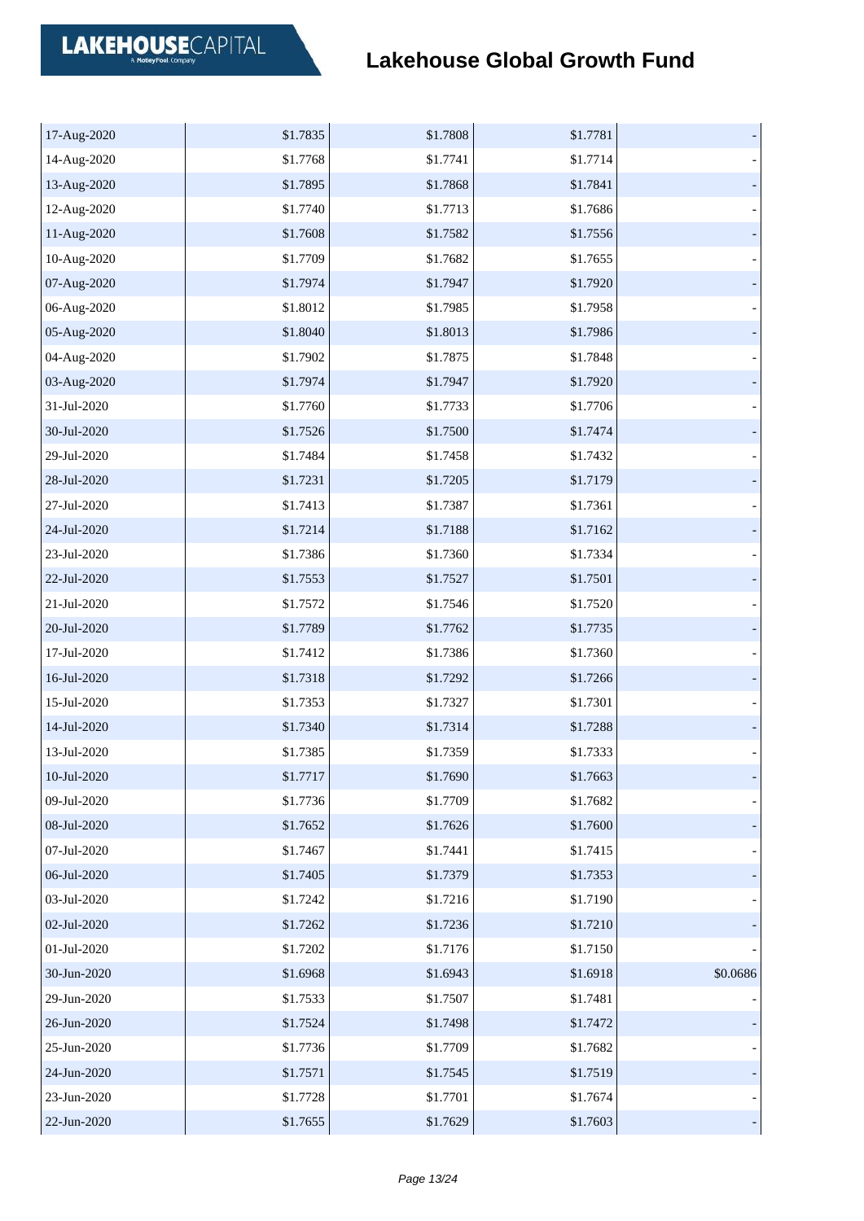# Lakehouse Global Growth Fund

| | | | | |
|---|---|---|---|---|
| 17-Aug-2020 | $1.7835 | $1.7808 | $1.7781 | - |
| 14-Aug-2020 | $1.7768 | $1.7741 | $1.7714 | - |
| 13-Aug-2020 | $1.7895 | $1.7868 | $1.7841 | - |
| 12-Aug-2020 | $1.7740 | $1.7713 | $1.7686 | - |
| 11-Aug-2020 | $1.7608 | $1.7582 | $1.7556 | - |
| 10-Aug-2020 | $1.7709 | $1.7682 | $1.7655 | - |
| 07-Aug-2020 | $1.7974 | $1.7947 | $1.7920 | - |
| 06-Aug-2020 | $1.8012 | $1.7985 | $1.7958 | - |
| 05-Aug-2020 | $1.8040 | $1.8013 | $1.7986 | - |
| 04-Aug-2020 | $1.7902 | $1.7875 | $1.7848 | - |
| 03-Aug-2020 | $1.7974 | $1.7947 | $1.7920 | - |
| 31-Jul-2020 | $1.7760 | $1.7733 | $1.7706 | - |
| 30-Jul-2020 | $1.7526 | $1.7500 | $1.7474 | - |
| 29-Jul-2020 | $1.7484 | $1.7458 | $1.7432 | - |
| 28-Jul-2020 | $1.7231 | $1.7205 | $1.7179 | - |
| 27-Jul-2020 | $1.7413 | $1.7387 | $1.7361 | - |
| 24-Jul-2020 | $1.7214 | $1.7188 | $1.7162 | - |
| 23-Jul-2020 | $1.7386 | $1.7360 | $1.7334 | - |
| 22-Jul-2020 | $1.7553 | $1.7527 | $1.7501 | - |
| 21-Jul-2020 | $1.7572 | $1.7546 | $1.7520 | - |
| 20-Jul-2020 | $1.7789 | $1.7762 | $1.7735 | - |
| 17-Jul-2020 | $1.7412 | $1.7386 | $1.7360 | - |
| 16-Jul-2020 | $1.7318 | $1.7292 | $1.7266 | - |
| 15-Jul-2020 | $1.7353 | $1.7327 | $1.7301 | - |
| 14-Jul-2020 | $1.7340 | $1.7314 | $1.7288 | - |
| 13-Jul-2020 | $1.7385 | $1.7359 | $1.7333 | - |
| 10-Jul-2020 | $1.7717 | $1.7690 | $1.7663 | - |
| 09-Jul-2020 | $1.7736 | $1.7709 | $1.7682 | - |
| 08-Jul-2020 | $1.7652 | $1.7626 | $1.7600 | - |
| 07-Jul-2020 | $1.7467 | $1.7441 | $1.7415 | - |
| 06-Jul-2020 | $1.7405 | $1.7379 | $1.7353 | - |
| 03-Jul-2020 | $1.7242 | $1.7216 | $1.7190 | - |
| 02-Jul-2020 | $1.7262 | $1.7236 | $1.7210 | - |
| 01-Jul-2020 | $1.7202 | $1.7176 | $1.7150 | - |
| 30-Jun-2020 | $1.6968 | $1.6943 | $1.6918 | $0.0686 |
| 29-Jun-2020 | $1.7533 | $1.7507 | $1.7481 | - |
| 26-Jun-2020 | $1.7524 | $1.7498 | $1.7472 | - |
| 25-Jun-2020 | $1.7736 | $1.7709 | $1.7682 | - |
| 24-Jun-2020 | $1.7571 | $1.7545 | $1.7519 | - |
| 23-Jun-2020 | $1.7728 | $1.7701 | $1.7674 | - |
| 22-Jun-2020 | $1.7655 | $1.7629 | $1.7603 | - |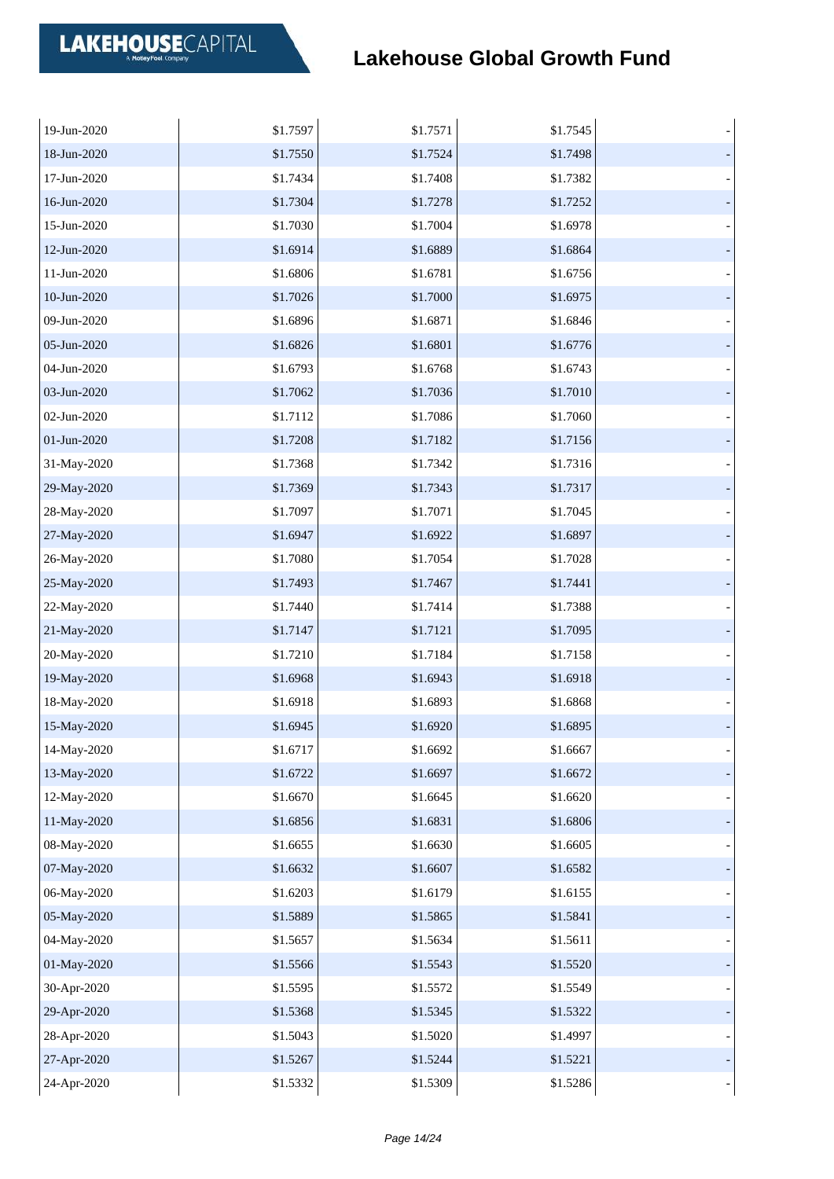# Lakehouse Global Growth Fund

| | | | | |
|---|---|---|---|---|
| 19-Jun-2020 | $1.7597 | $1.7571 | $1.7545 | - |
| 18-Jun-2020 | $1.7550 | $1.7524 | $1.7498 | - |
| 17-Jun-2020 | $1.7434 | $1.7408 | $1.7382 | - |
| 16-Jun-2020 | $1.7304 | $1.7278 | $1.7252 | - |
| 15-Jun-2020 | $1.7030 | $1.7004 | $1.6978 | - |
| 12-Jun-2020 | $1.6914 | $1.6889 | $1.6864 | - |
| 11-Jun-2020 | $1.6806 | $1.6781 | $1.6756 | - |
| 10-Jun-2020 | $1.7026 | $1.7000 | $1.6975 | - |
| 09-Jun-2020 | $1.6896 | $1.6871 | $1.6846 | - |
| 05-Jun-2020 | $1.6826 | $1.6801 | $1.6776 | - |
| 04-Jun-2020 | $1.6793 | $1.6768 | $1.6743 | - |
| 03-Jun-2020 | $1.7062 | $1.7036 | $1.7010 | - |
| 02-Jun-2020 | $1.7112 | $1.7086 | $1.7060 | - |
| 01-Jun-2020 | $1.7208 | $1.7182 | $1.7156 | - |
| 31-May-2020 | $1.7368 | $1.7342 | $1.7316 | - |
| 29-May-2020 | $1.7369 | $1.7343 | $1.7317 | - |
| 28-May-2020 | $1.7097 | $1.7071 | $1.7045 | - |
| 27-May-2020 | $1.6947 | $1.6922 | $1.6897 | - |
| 26-May-2020 | $1.7080 | $1.7054 | $1.7028 | - |
| 25-May-2020 | $1.7493 | $1.7467 | $1.7441 | - |
| 22-May-2020 | $1.7440 | $1.7414 | $1.7388 | - |
| 21-May-2020 | $1.7147 | $1.7121 | $1.7095 | - |
| 20-May-2020 | $1.7210 | $1.7184 | $1.7158 | - |
| 19-May-2020 | $1.6968 | $1.6943 | $1.6918 | - |
| 18-May-2020 | $1.6918 | $1.6893 | $1.6868 | - |
| 15-May-2020 | $1.6945 | $1.6920 | $1.6895 | - |
| 14-May-2020 | $1.6717 | $1.6692 | $1.6667 | - |
| 13-May-2020 | $1.6722 | $1.6697 | $1.6672 | - |
| 12-May-2020 | $1.6670 | $1.6645 | $1.6620 | - |
| 11-May-2020 | $1.6856 | $1.6831 | $1.6806 | - |
| 08-May-2020 | $1.6655 | $1.6630 | $1.6605 | - |
| 07-May-2020 | $1.6632 | $1.6607 | $1.6582 | - |
| 06-May-2020 | $1.6203 | $1.6179 | $1.6155 | - |
| 05-May-2020 | $1.5889 | $1.5865 | $1.5841 | - |
| 04-May-2020 | $1.5657 | $1.5634 | $1.5611 | - |
| 01-May-2020 | $1.5566 | $1.5543 | $1.5520 | - |
| 30-Apr-2020 | $1.5595 | $1.5572 | $1.5549 | - |
| 29-Apr-2020 | $1.5368 | $1.5345 | $1.5322 | - |
| 28-Apr-2020 | $1.5043 | $1.5020 | $1.4997 | - |
| 27-Apr-2020 | $1.5267 | $1.5244 | $1.5221 | - |
| 24-Apr-2020 | $1.5332 | $1.5309 | $1.5286 | - |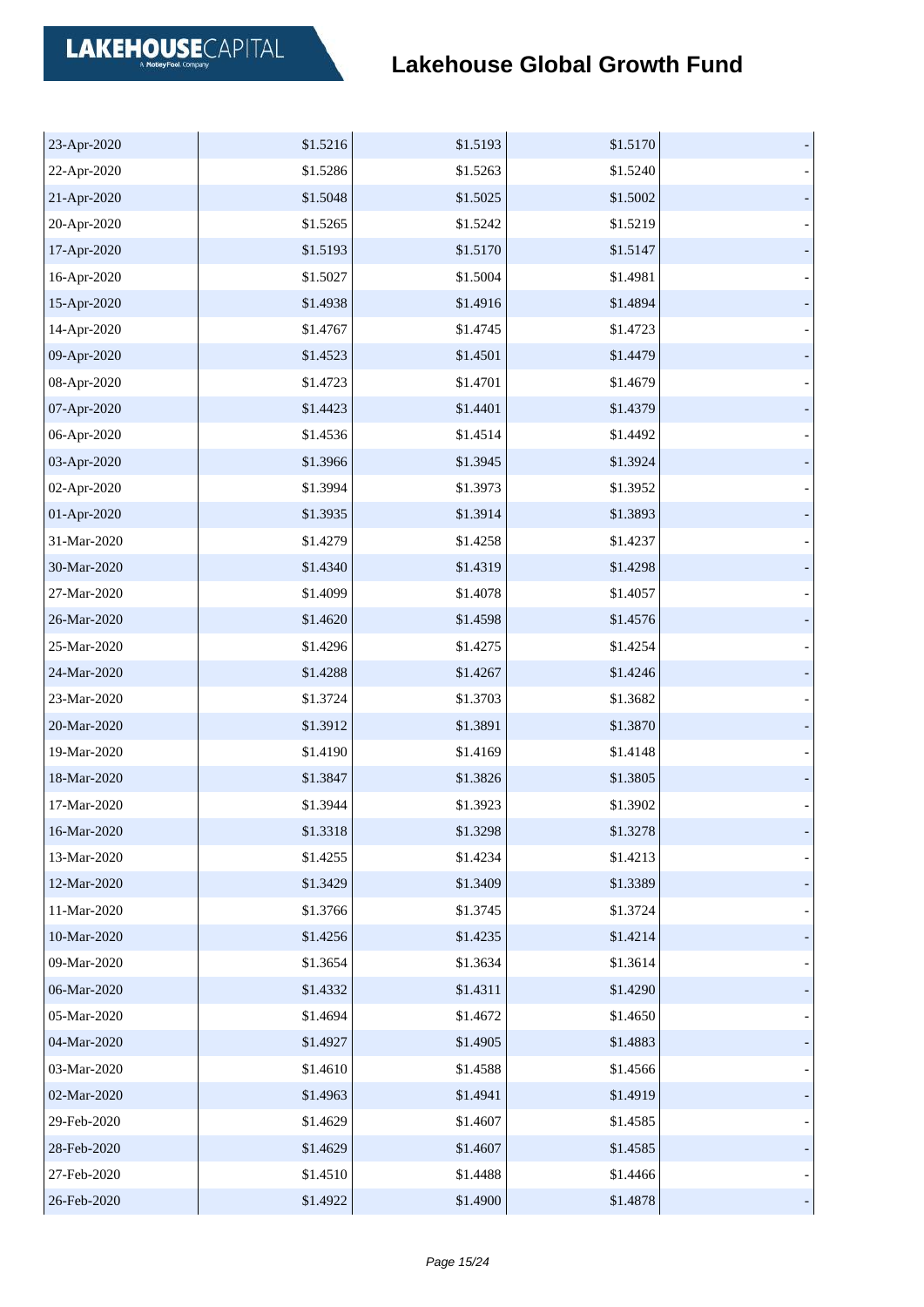| | | | | |
|---|---|---|---|---|
| 23-Apr-2020 | $1.5216 | $1.5193 | $1.5170 | - |
| 22-Apr-2020 | $1.5286 | $1.5263 | $1.5240 | - |
| 21-Apr-2020 | $1.5048 | $1.5025 | $1.5002 | - |
| 20-Apr-2020 | $1.5265 | $1.5242 | $1.5219 | - |
| 17-Apr-2020 | $1.5193 | $1.5170 | $1.5147 | - |
| 16-Apr-2020 | $1.5027 | $1.5004 | $1.4981 | - |
| 15-Apr-2020 | $1.4938 | $1.4916 | $1.4894 | - |
| 14-Apr-2020 | $1.4767 | $1.4745 | $1.4723 | - |
| 09-Apr-2020 | $1.4523 | $1.4501 | $1.4479 | - |
| 08-Apr-2020 | $1.4723 | $1.4701 | $1.4679 | - |
| 07-Apr-2020 | $1.4423 | $1.4401 | $1.4379 | - |
| 06-Apr-2020 | $1.4536 | $1.4514 | $1.4492 | - |
| 03-Apr-2020 | $1.3966 | $1.3945 | $1.3924 | - |
| 02-Apr-2020 | $1.3994 | $1.3973 | $1.3952 | - |
| 01-Apr-2020 | $1.3935 | $1.3914 | $1.3893 | - |
| 31-Mar-2020 | $1.4279 | $1.4258 | $1.4237 | - |
| 30-Mar-2020 | $1.4340 | $1.4319 | $1.4298 | - |
| 27-Mar-2020 | $1.4099 | $1.4078 | $1.4057 | - |
| 26-Mar-2020 | $1.4620 | $1.4598 | $1.4576 | - |
| 25-Mar-2020 | $1.4296 | $1.4275 | $1.4254 | - |
| 24-Mar-2020 | $1.4288 | $1.4267 | $1.4246 | - |
| 23-Mar-2020 | $1.3724 | $1.3703 | $1.3682 | - |
| 20-Mar-2020 | $1.3912 | $1.3891 | $1.3870 | - |
| 19-Mar-2020 | $1.4190 | $1.4169 | $1.4148 | - |
| 18-Mar-2020 | $1.3847 | $1.3826 | $1.3805 | - |
| 17-Mar-2020 | $1.3944 | $1.3923 | $1.3902 | - |
| 16-Mar-2020 | $1.3318 | $1.3298 | $1.3278 | - |
| 13-Mar-2020 | $1.4255 | $1.4234 | $1.4213 | - |
| 12-Mar-2020 | $1.3429 | $1.3409 | $1.3389 | - |
| 11-Mar-2020 | $1.3766 | $1.3745 | $1.3724 | - |
| 10-Mar-2020 | $1.4256 | $1.4235 | $1.4214 | - |
| 09-Mar-2020 | $1.3654 | $1.3634 | $1.3614 | - |
| 06-Mar-2020 | $1.4332 | $1.4311 | $1.4290 | - |
| 05-Mar-2020 | $1.4694 | $1.4672 | $1.4650 | - |
| 04-Mar-2020 | $1.4927 | $1.4905 | $1.4883 | - |
| 03-Mar-2020 | $1.4610 | $1.4588 | $1.4566 | - |
| 02-Mar-2020 | $1.4963 | $1.4941 | $1.4919 | - |
| 29-Feb-2020 | $1.4629 | $1.4607 | $1.4585 | - |
| 28-Feb-2020 | $1.4629 | $1.4607 | $1.4585 | - |
| 27-Feb-2020 | $1.4510 | $1.4488 | $1.4466 | - |
| 26-Feb-2020 | $1.4922 | $1.4900 | $1.4878 | - |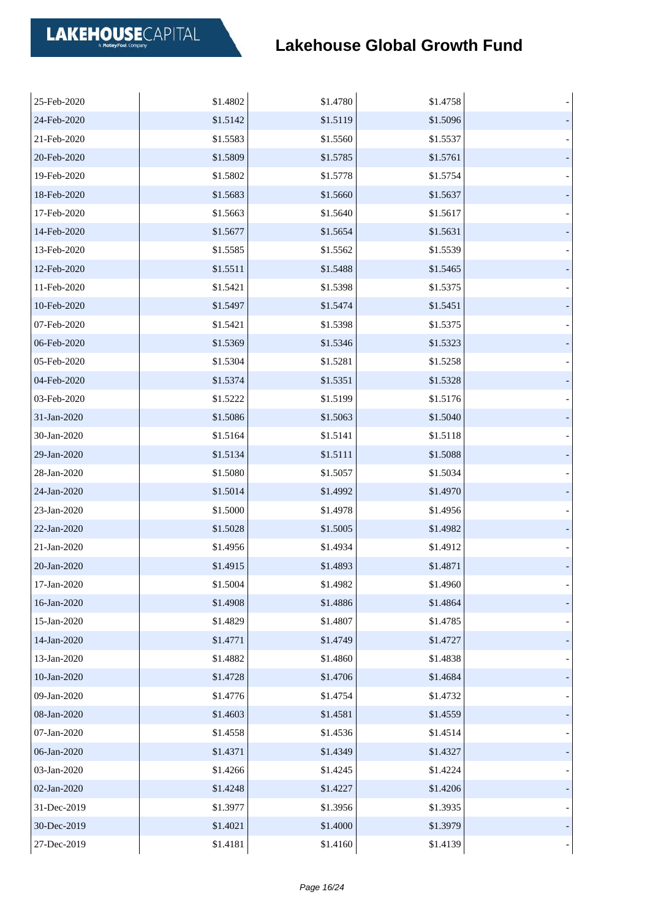# Lakehouse Global Growth Fund

| | | | | |
|---|---|---|---|---|
| 25-Feb-2020 | $1.4802 | $1.4780 | $1.4758 | - |
| 24-Feb-2020 | $1.5142 | $1.5119 | $1.5096 | - |
| 21-Feb-2020 | $1.5583 | $1.5560 | $1.5537 | - |
| 20-Feb-2020 | $1.5809 | $1.5785 | $1.5761 | - |
| 19-Feb-2020 | $1.5802 | $1.5778 | $1.5754 | - |
| 18-Feb-2020 | $1.5683 | $1.5660 | $1.5637 | - |
| 17-Feb-2020 | $1.5663 | $1.5640 | $1.5617 | - |
| 14-Feb-2020 | $1.5677 | $1.5654 | $1.5631 | - |
| 13-Feb-2020 | $1.5585 | $1.5562 | $1.5539 | - |
| 12-Feb-2020 | $1.5511 | $1.5488 | $1.5465 | - |
| 11-Feb-2020 | $1.5421 | $1.5398 | $1.5375 | - |
| 10-Feb-2020 | $1.5497 | $1.5474 | $1.5451 | - |
| 07-Feb-2020 | $1.5421 | $1.5398 | $1.5375 | - |
| 06-Feb-2020 | $1.5369 | $1.5346 | $1.5323 | - |
| 05-Feb-2020 | $1.5304 | $1.5281 | $1.5258 | - |
| 04-Feb-2020 | $1.5374 | $1.5351 | $1.5328 | - |
| 03-Feb-2020 | $1.5222 | $1.5199 | $1.5176 | - |
| 31-Jan-2020 | $1.5086 | $1.5063 | $1.5040 | - |
| 30-Jan-2020 | $1.5164 | $1.5141 | $1.5118 | - |
| 29-Jan-2020 | $1.5134 | $1.5111 | $1.5088 | - |
| 28-Jan-2020 | $1.5080 | $1.5057 | $1.5034 | - |
| 24-Jan-2020 | $1.5014 | $1.4992 | $1.4970 | - |
| 23-Jan-2020 | $1.5000 | $1.4978 | $1.4956 | - |
| 22-Jan-2020 | $1.5028 | $1.5005 | $1.4982 | - |
| 21-Jan-2020 | $1.4956 | $1.4934 | $1.4912 | - |
| 20-Jan-2020 | $1.4915 | $1.4893 | $1.4871 | - |
| 17-Jan-2020 | $1.5004 | $1.4982 | $1.4960 | - |
| 16-Jan-2020 | $1.4908 | $1.4886 | $1.4864 | - |
| 15-Jan-2020 | $1.4829 | $1.4807 | $1.4785 | - |
| 14-Jan-2020 | $1.4771 | $1.4749 | $1.4727 | - |
| 13-Jan-2020 | $1.4882 | $1.4860 | $1.4838 | - |
| 10-Jan-2020 | $1.4728 | $1.4706 | $1.4684 | - |
| 09-Jan-2020 | $1.4776 | $1.4754 | $1.4732 | - |
| 08-Jan-2020 | $1.4603 | $1.4581 | $1.4559 | - |
| 07-Jan-2020 | $1.4558 | $1.4536 | $1.4514 | - |
| 06-Jan-2020 | $1.4371 | $1.4349 | $1.4327 | - |
| 03-Jan-2020 | $1.4266 | $1.4245 | $1.4224 | - |
| 02-Jan-2020 | $1.4248 | $1.4227 | $1.4206 | - |
| 31-Dec-2019 | $1.3977 | $1.3956 | $1.3935 | - |
| 30-Dec-2019 | $1.4021 | $1.4000 | $1.3979 | - |
| 27-Dec-2019 | $1.4181 | $1.4160 | $1.4139 | - |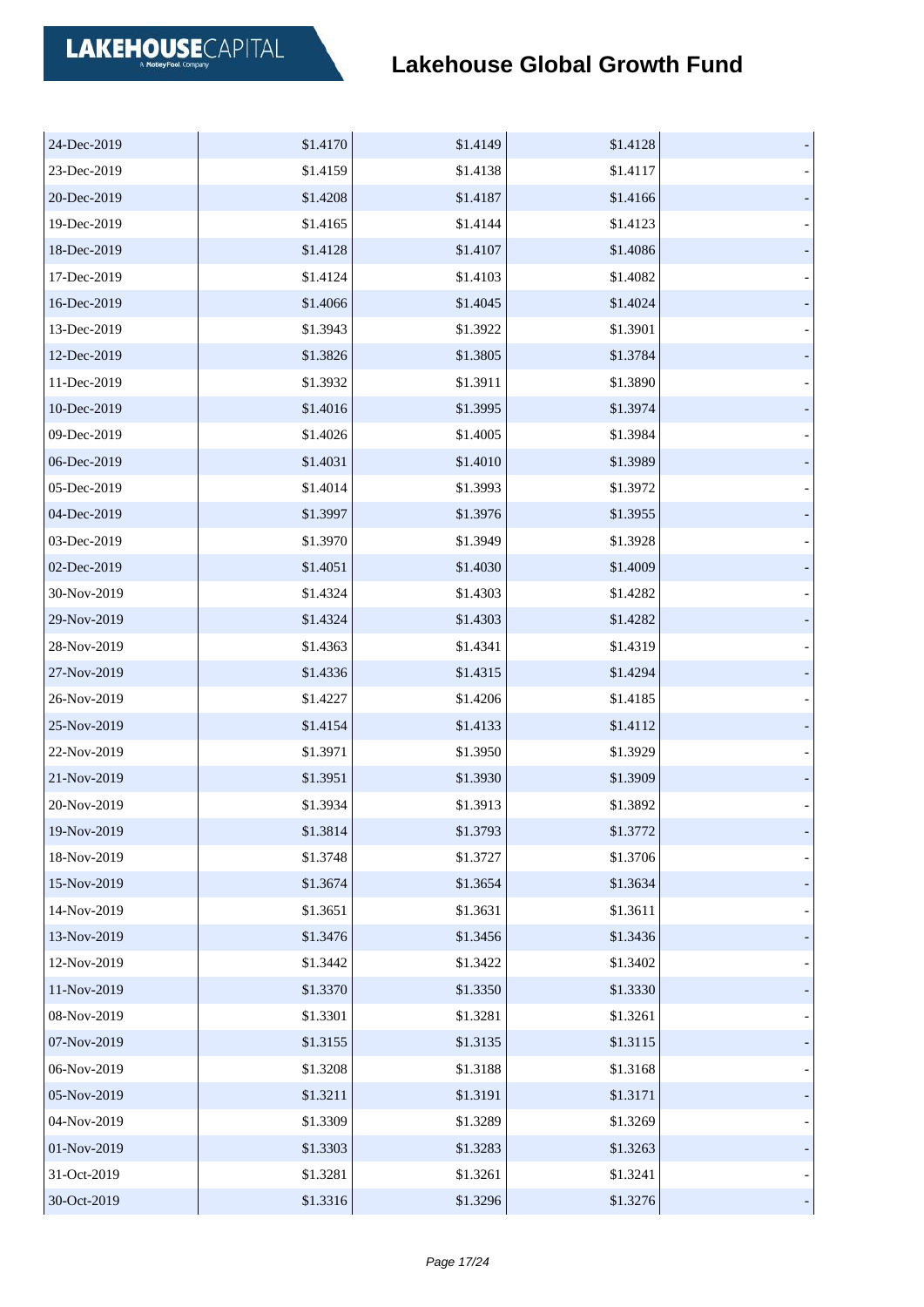# Lakehouse Global Growth Fund

| | | | | |
|---|---|---|---|---|
| 24-Dec-2019 | $1.4170 | $1.4149 | $1.4128 | - |
| 23-Dec-2019 | $1.4159 | $1.4138 | $1.4117 | - |
| 20-Dec-2019 | $1.4208 | $1.4187 | $1.4166 | - |
| 19-Dec-2019 | $1.4165 | $1.4144 | $1.4123 | - |
| 18-Dec-2019 | $1.4128 | $1.4107 | $1.4086 | - |
| 17-Dec-2019 | $1.4124 | $1.4103 | $1.4082 | - |
| 16-Dec-2019 | $1.4066 | $1.4045 | $1.4024 | - |
| 13-Dec-2019 | $1.3943 | $1.3922 | $1.3901 | - |
| 12-Dec-2019 | $1.3826 | $1.3805 | $1.3784 | - |
| 11-Dec-2019 | $1.3932 | $1.3911 | $1.3890 | - |
| 10-Dec-2019 | $1.4016 | $1.3995 | $1.3974 | - |
| 09-Dec-2019 | $1.4026 | $1.4005 | $1.3984 | - |
| 06-Dec-2019 | $1.4031 | $1.4010 | $1.3989 | - |
| 05-Dec-2019 | $1.4014 | $1.3993 | $1.3972 | - |
| 04-Dec-2019 | $1.3997 | $1.3976 | $1.3955 | - |
| 03-Dec-2019 | $1.3970 | $1.3949 | $1.3928 | - |
| 02-Dec-2019 | $1.4051 | $1.4030 | $1.4009 | - |
| 30-Nov-2019 | $1.4324 | $1.4303 | $1.4282 | - |
| 29-Nov-2019 | $1.4324 | $1.4303 | $1.4282 | - |
| 28-Nov-2019 | $1.4363 | $1.4341 | $1.4319 | - |
| 27-Nov-2019 | $1.4336 | $1.4315 | $1.4294 | - |
| 26-Nov-2019 | $1.4227 | $1.4206 | $1.4185 | - |
| 25-Nov-2019 | $1.4154 | $1.4133 | $1.4112 | - |
| 22-Nov-2019 | $1.3971 | $1.3950 | $1.3929 | - |
| 21-Nov-2019 | $1.3951 | $1.3930 | $1.3909 | - |
| 20-Nov-2019 | $1.3934 | $1.3913 | $1.3892 | - |
| 19-Nov-2019 | $1.3814 | $1.3793 | $1.3772 | - |
| 18-Nov-2019 | $1.3748 | $1.3727 | $1.3706 | - |
| 15-Nov-2019 | $1.3674 | $1.3654 | $1.3634 | - |
| 14-Nov-2019 | $1.3651 | $1.3631 | $1.3611 | - |
| 13-Nov-2019 | $1.3476 | $1.3456 | $1.3436 | - |
| 12-Nov-2019 | $1.3442 | $1.3422 | $1.3402 | - |
| 11-Nov-2019 | $1.3370 | $1.3350 | $1.3330 | - |
| 08-Nov-2019 | $1.3301 | $1.3281 | $1.3261 | - |
| 07-Nov-2019 | $1.3155 | $1.3135 | $1.3115 | - |
| 06-Nov-2019 | $1.3208 | $1.3188 | $1.3168 | - |
| 05-Nov-2019 | $1.3211 | $1.3191 | $1.3171 | - |
| 04-Nov-2019 | $1.3309 | $1.3289 | $1.3269 | - |
| 01-Nov-2019 | $1.3303 | $1.3283 | $1.3263 | - |
| 31-Oct-2019 | $1.3281 | $1.3261 | $1.3241 | - |
| 30-Oct-2019 | $1.3316 | $1.3296 | $1.3276 | - |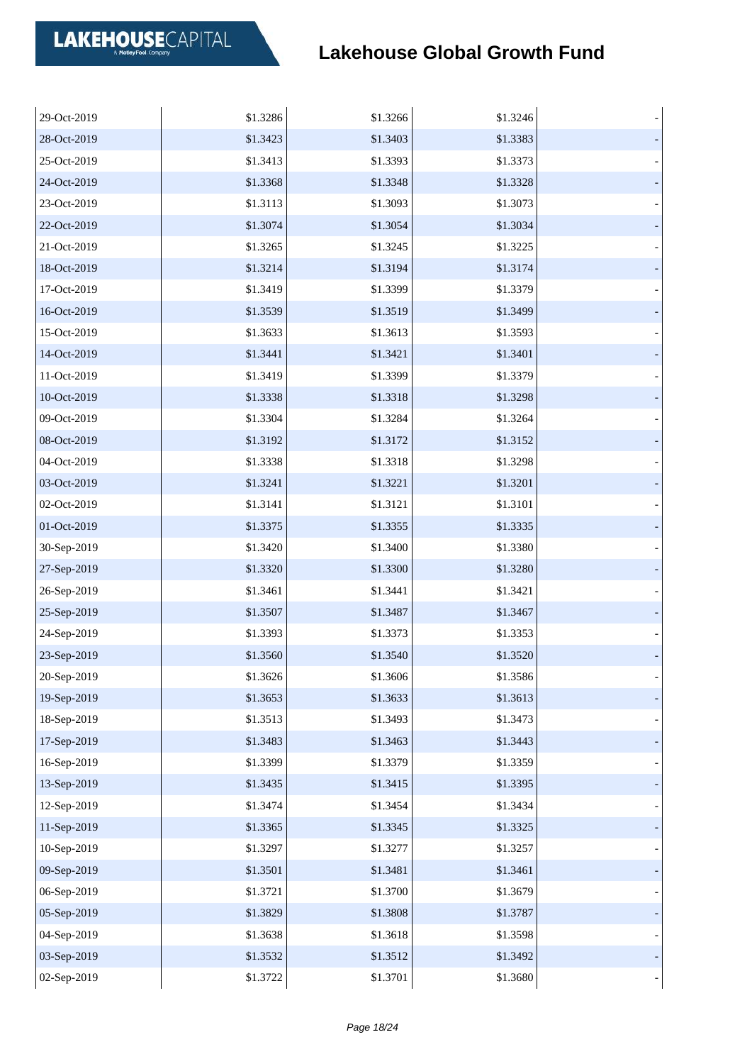| | | | | |
|---|---|---|---|---|
| 29-Oct-2019 | $1.3286 | $1.3266 | $1.3246 | - |
| 28-Oct-2019 | $1.3423 | $1.3403 | $1.3383 | - |
| 25-Oct-2019 | $1.3413 | $1.3393 | $1.3373 | - |
| 24-Oct-2019 | $1.3368 | $1.3348 | $1.3328 | - |
| 23-Oct-2019 | $1.3113 | $1.3093 | $1.3073 | - |
| 22-Oct-2019 | $1.3074 | $1.3054 | $1.3034 | - |
| 21-Oct-2019 | $1.3265 | $1.3245 | $1.3225 | - |
| 18-Oct-2019 | $1.3214 | $1.3194 | $1.3174 | - |
| 17-Oct-2019 | $1.3419 | $1.3399 | $1.3379 | - |
| 16-Oct-2019 | $1.3539 | $1.3519 | $1.3499 | - |
| 15-Oct-2019 | $1.3633 | $1.3613 | $1.3593 | - |
| 14-Oct-2019 | $1.3441 | $1.3421 | $1.3401 | - |
| 11-Oct-2019 | $1.3419 | $1.3399 | $1.3379 | - |
| 10-Oct-2019 | $1.3338 | $1.3318 | $1.3298 | - |
| 09-Oct-2019 | $1.3304 | $1.3284 | $1.3264 | - |
| 08-Oct-2019 | $1.3192 | $1.3172 | $1.3152 | - |
| 04-Oct-2019 | $1.3338 | $1.3318 | $1.3298 | - |
| 03-Oct-2019 | $1.3241 | $1.3221 | $1.3201 | - |
| 02-Oct-2019 | $1.3141 | $1.3121 | $1.3101 | - |
| 01-Oct-2019 | $1.3375 | $1.3355 | $1.3335 | - |
| 30-Sep-2019 | $1.3420 | $1.3400 | $1.3380 | - |
| 27-Sep-2019 | $1.3320 | $1.3300 | $1.3280 | - |
| 26-Sep-2019 | $1.3461 | $1.3441 | $1.3421 | - |
| 25-Sep-2019 | $1.3507 | $1.3487 | $1.3467 | - |
| 24-Sep-2019 | $1.3393 | $1.3373 | $1.3353 | - |
| 23-Sep-2019 | $1.3560 | $1.3540 | $1.3520 | - |
| 20-Sep-2019 | $1.3626 | $1.3606 | $1.3586 | - |
| 19-Sep-2019 | $1.3653 | $1.3633 | $1.3613 | - |
| 18-Sep-2019 | $1.3513 | $1.3493 | $1.3473 | - |
| 17-Sep-2019 | $1.3483 | $1.3463 | $1.3443 | - |
| 16-Sep-2019 | $1.3399 | $1.3379 | $1.3359 | - |
| 13-Sep-2019 | $1.3435 | $1.3415 | $1.3395 | - |
| 12-Sep-2019 | $1.3474 | $1.3454 | $1.3434 | - |
| 11-Sep-2019 | $1.3365 | $1.3345 | $1.3325 | - |
| 10-Sep-2019 | $1.3297 | $1.3277 | $1.3257 | - |
| 09-Sep-2019 | $1.3501 | $1.3481 | $1.3461 | - |
| 06-Sep-2019 | $1.3721 | $1.3700 | $1.3679 | - |
| 05-Sep-2019 | $1.3829 | $1.3808 | $1.3787 | - |
| 04-Sep-2019 | $1.3638 | $1.3618 | $1.3598 | - |
| 03-Sep-2019 | $1.3532 | $1.3512 | $1.3492 | - |
| 02-Sep-2019 | $1.3722 | $1.3701 | $1.3680 | - |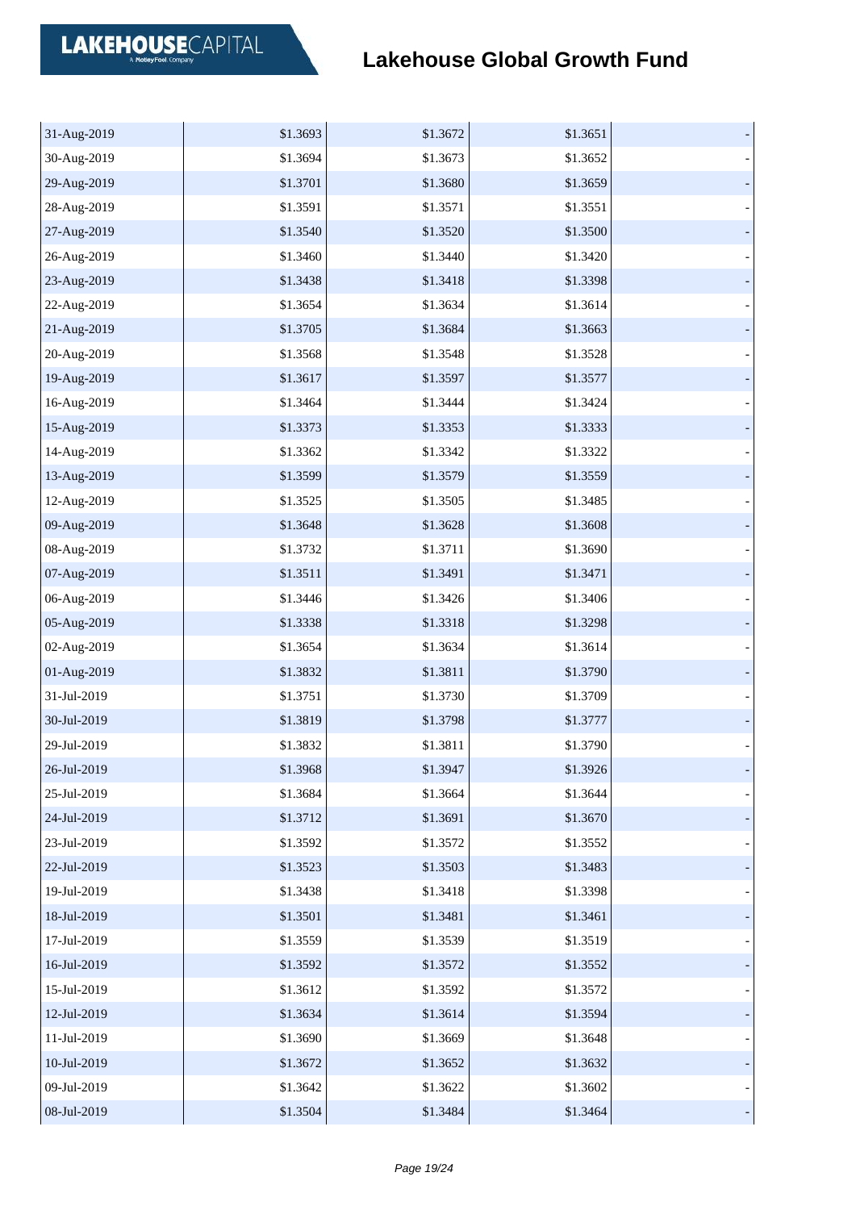| | | | | |
|---|---|---|---|---|
| 31-Aug-2019 | $1.3693 | $1.3672 | $1.3651 | - |
| 30-Aug-2019 | $1.3694 | $1.3673 | $1.3652 | - |
| 29-Aug-2019 | $1.3701 | $1.3680 | $1.3659 | - |
| 28-Aug-2019 | $1.3591 | $1.3571 | $1.3551 | - |
| 27-Aug-2019 | $1.3540 | $1.3520 | $1.3500 | - |
| 26-Aug-2019 | $1.3460 | $1.3440 | $1.3420 | - |
| 23-Aug-2019 | $1.3438 | $1.3418 | $1.3398 | - |
| 22-Aug-2019 | $1.3654 | $1.3634 | $1.3614 | - |
| 21-Aug-2019 | $1.3705 | $1.3684 | $1.3663 | - |
| 20-Aug-2019 | $1.3568 | $1.3548 | $1.3528 | - |
| 19-Aug-2019 | $1.3617 | $1.3597 | $1.3577 | - |
| 16-Aug-2019 | $1.3464 | $1.3444 | $1.3424 | - |
| 15-Aug-2019 | $1.3373 | $1.3353 | $1.3333 | - |
| 14-Aug-2019 | $1.3362 | $1.3342 | $1.3322 | - |
| 13-Aug-2019 | $1.3599 | $1.3579 | $1.3559 | - |
| 12-Aug-2019 | $1.3525 | $1.3505 | $1.3485 | - |
| 09-Aug-2019 | $1.3648 | $1.3628 | $1.3608 | - |
| 08-Aug-2019 | $1.3732 | $1.3711 | $1.3690 | - |
| 07-Aug-2019 | $1.3511 | $1.3491 | $1.3471 | - |
| 06-Aug-2019 | $1.3446 | $1.3426 | $1.3406 | - |
| 05-Aug-2019 | $1.3338 | $1.3318 | $1.3298 | - |
| 02-Aug-2019 | $1.3654 | $1.3634 | $1.3614 | - |
| 01-Aug-2019 | $1.3832 | $1.3811 | $1.3790 | - |
| 31-Jul-2019 | $1.3751 | $1.3730 | $1.3709 | - |
| 30-Jul-2019 | $1.3819 | $1.3798 | $1.3777 | - |
| 29-Jul-2019 | $1.3832 | $1.3811 | $1.3790 | - |
| 26-Jul-2019 | $1.3968 | $1.3947 | $1.3926 | - |
| 25-Jul-2019 | $1.3684 | $1.3664 | $1.3644 | - |
| 24-Jul-2019 | $1.3712 | $1.3691 | $1.3670 | - |
| 23-Jul-2019 | $1.3592 | $1.3572 | $1.3552 | - |
| 22-Jul-2019 | $1.3523 | $1.3503 | $1.3483 | - |
| 19-Jul-2019 | $1.3438 | $1.3418 | $1.3398 | - |
| 18-Jul-2019 | $1.3501 | $1.3481 | $1.3461 | - |
| 17-Jul-2019 | $1.3559 | $1.3539 | $1.3519 | - |
| 16-Jul-2019 | $1.3592 | $1.3572 | $1.3552 | - |
| 15-Jul-2019 | $1.3612 | $1.3592 | $1.3572 | - |
| 12-Jul-2019 | $1.3634 | $1.3614 | $1.3594 | - |
| 11-Jul-2019 | $1.3690 | $1.3669 | $1.3648 | - |
| 10-Jul-2019 | $1.3672 | $1.3652 | $1.3632 | - |
| 09-Jul-2019 | $1.3642 | $1.3622 | $1.3602 | - |
| 08-Jul-2019 | $1.3504 | $1.3484 | $1.3464 | - |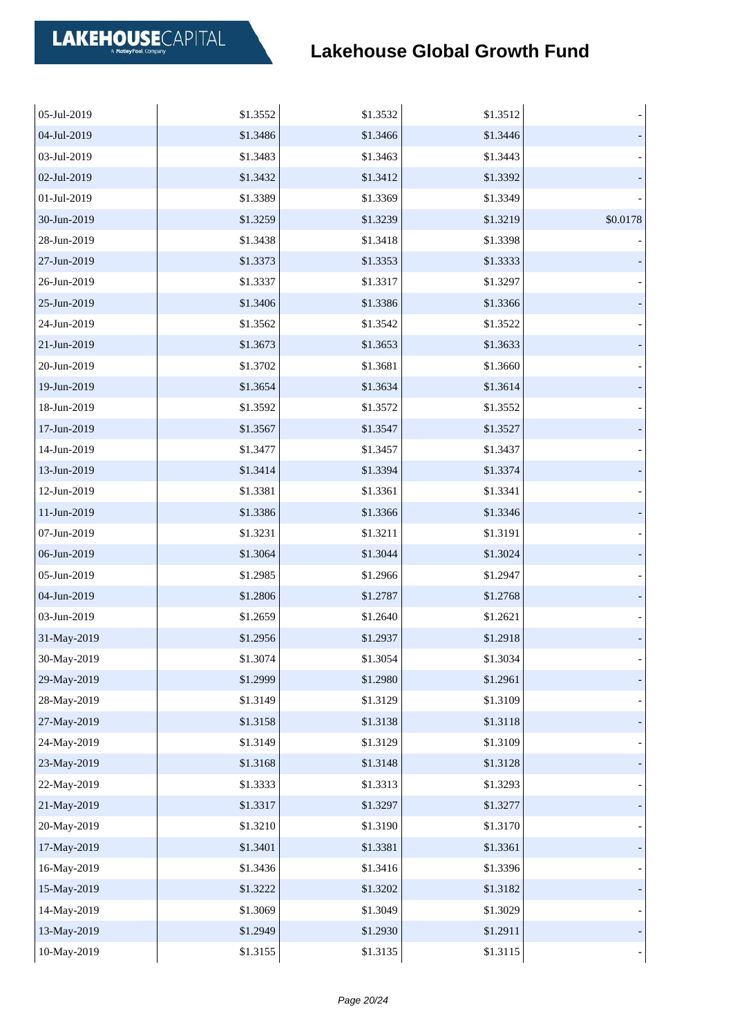# Lakehouse Global Growth Fund

| | | | | |
|---|---|---|---|---|
| 05-Jul-2019 | $1.3552 | $1.3532 | $1.3512 | - |
| 04-Jul-2019 | $1.3486 | $1.3466 | $1.3446 | - |
| 03-Jul-2019 | $1.3483 | $1.3463 | $1.3443 | - |
| 02-Jul-2019 | $1.3432 | $1.3412 | $1.3392 | - |
| 01-Jul-2019 | $1.3389 | $1.3369 | $1.3349 | - |
| 30-Jun-2019 | $1.3259 | $1.3239 | $1.3219 | $0.0178 |
| 28-Jun-2019 | $1.3438 | $1.3418 | $1.3398 | - |
| 27-Jun-2019 | $1.3373 | $1.3353 | $1.3333 | - |
| 26-Jun-2019 | $1.3337 | $1.3317 | $1.3297 | - |
| 25-Jun-2019 | $1.3406 | $1.3386 | $1.3366 | - |
| 24-Jun-2019 | $1.3562 | $1.3542 | $1.3522 | - |
| 21-Jun-2019 | $1.3673 | $1.3653 | $1.3633 | - |
| 20-Jun-2019 | $1.3702 | $1.3681 | $1.3660 | - |
| 19-Jun-2019 | $1.3654 | $1.3634 | $1.3614 | - |
| 18-Jun-2019 | $1.3592 | $1.3572 | $1.3552 | - |
| 17-Jun-2019 | $1.3567 | $1.3547 | $1.3527 | - |
| 14-Jun-2019 | $1.3477 | $1.3457 | $1.3437 | - |
| 13-Jun-2019 | $1.3414 | $1.3394 | $1.3374 | - |
| 12-Jun-2019 | $1.3381 | $1.3361 | $1.3341 | - |
| 11-Jun-2019 | $1.3386 | $1.3366 | $1.3346 | - |
| 07-Jun-2019 | $1.3231 | $1.3211 | $1.3191 | - |
| 06-Jun-2019 | $1.3064 | $1.3044 | $1.3024 | - |
| 05-Jun-2019 | $1.2985 | $1.2966 | $1.2947 | - |
| 04-Jun-2019 | $1.2806 | $1.2787 | $1.2768 | - |
| 03-Jun-2019 | $1.2659 | $1.2640 | $1.2621 | - |
| 31-May-2019 | $1.2956 | $1.2937 | $1.2918 | - |
| 30-May-2019 | $1.3074 | $1.3054 | $1.3034 | - |
| 29-May-2019 | $1.2999 | $1.2980 | $1.2961 | - |
| 28-May-2019 | $1.3149 | $1.3129 | $1.3109 | - |
| 27-May-2019 | $1.3158 | $1.3138 | $1.3118 | - |
| 24-May-2019 | $1.3149 | $1.3129 | $1.3109 | - |
| 23-May-2019 | $1.3168 | $1.3148 | $1.3128 | - |
| 22-May-2019 | $1.3333 | $1.3313 | $1.3293 | - |
| 21-May-2019 | $1.3317 | $1.3297 | $1.3277 | - |
| 20-May-2019 | $1.3210 | $1.3190 | $1.3170 | - |
| 17-May-2019 | $1.3401 | $1.3381 | $1.3361 | - |
| 16-May-2019 | $1.3436 | $1.3416 | $1.3396 | - |
| 15-May-2019 | $1.3222 | $1.3202 | $1.3182 | - |
| 14-May-2019 | $1.3069 | $1.3049 | $1.3029 | - |
| 13-May-2019 | $1.2949 | $1.2930 | $1.2911 | - |
| 10-May-2019 | $1.3155 | $1.3135 | $1.3115 | - |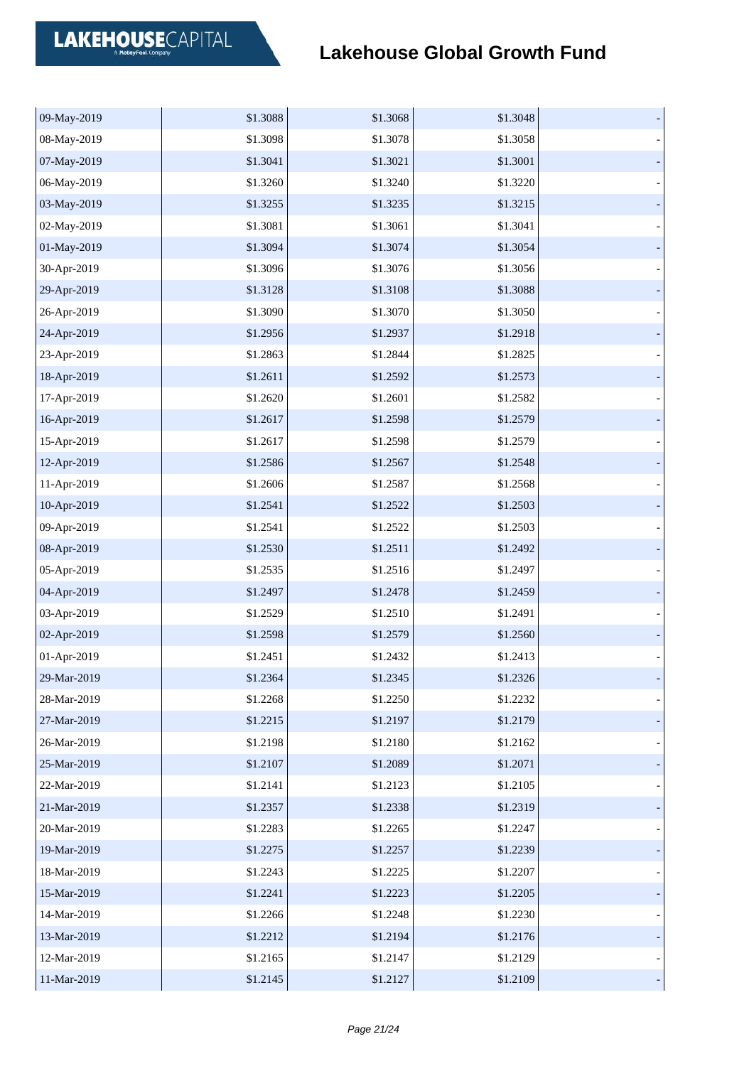# Lakehouse Global Growth Fund

| | | | | |
|---|---|---|---|---|
| 09-May-2019 | $1.3088 | $1.3068 | $1.3048 | - |
| 08-May-2019 | $1.3098 | $1.3078 | $1.3058 | - |
| 07-May-2019 | $1.3041 | $1.3021 | $1.3001 | - |
| 06-May-2019 | $1.3260 | $1.3240 | $1.3220 | - |
| 03-May-2019 | $1.3255 | $1.3235 | $1.3215 | - |
| 02-May-2019 | $1.3081 | $1.3061 | $1.3041 | - |
| 01-May-2019 | $1.3094 | $1.3074 | $1.3054 | - |
| 30-Apr-2019 | $1.3096 | $1.3076 | $1.3056 | - |
| 29-Apr-2019 | $1.3128 | $1.3108 | $1.3088 | - |
| 26-Apr-2019 | $1.3090 | $1.3070 | $1.3050 | - |
| 24-Apr-2019 | $1.2956 | $1.2937 | $1.2918 | - |
| 23-Apr-2019 | $1.2863 | $1.2844 | $1.2825 | - |
| 18-Apr-2019 | $1.2611 | $1.2592 | $1.2573 | - |
| 17-Apr-2019 | $1.2620 | $1.2601 | $1.2582 | - |
| 16-Apr-2019 | $1.2617 | $1.2598 | $1.2579 | - |
| 15-Apr-2019 | $1.2617 | $1.2598 | $1.2579 | - |
| 12-Apr-2019 | $1.2586 | $1.2567 | $1.2548 | - |
| 11-Apr-2019 | $1.2606 | $1.2587 | $1.2568 | - |
| 10-Apr-2019 | $1.2541 | $1.2522 | $1.2503 | - |
| 09-Apr-2019 | $1.2541 | $1.2522 | $1.2503 | - |
| 08-Apr-2019 | $1.2530 | $1.2511 | $1.2492 | - |
| 05-Apr-2019 | $1.2535 | $1.2516 | $1.2497 | - |
| 04-Apr-2019 | $1.2497 | $1.2478 | $1.2459 | - |
| 03-Apr-2019 | $1.2529 | $1.2510 | $1.2491 | - |
| 02-Apr-2019 | $1.2598 | $1.2579 | $1.2560 | - |
| 01-Apr-2019 | $1.2451 | $1.2432 | $1.2413 | - |
| 29-Mar-2019 | $1.2364 | $1.2345 | $1.2326 | - |
| 28-Mar-2019 | $1.2268 | $1.2250 | $1.2232 | - |
| 27-Mar-2019 | $1.2215 | $1.2197 | $1.2179 | - |
| 26-Mar-2019 | $1.2198 | $1.2180 | $1.2162 | - |
| 25-Mar-2019 | $1.2107 | $1.2089 | $1.2071 | - |
| 22-Mar-2019 | $1.2141 | $1.2123 | $1.2105 | - |
| 21-Mar-2019 | $1.2357 | $1.2338 | $1.2319 | - |
| 20-Mar-2019 | $1.2283 | $1.2265 | $1.2247 | - |
| 19-Mar-2019 | $1.2275 | $1.2257 | $1.2239 | - |
| 18-Mar-2019 | $1.2243 | $1.2225 | $1.2207 | - |
| 15-Mar-2019 | $1.2241 | $1.2223 | $1.2205 | - |
| 14-Mar-2019 | $1.2266 | $1.2248 | $1.2230 | - |
| 13-Mar-2019 | $1.2212 | $1.2194 | $1.2176 | - |
| 12-Mar-2019 | $1.2165 | $1.2147 | $1.2129 | - |
| 11-Mar-2019 | $1.2145 | $1.2127 | $1.2109 | - |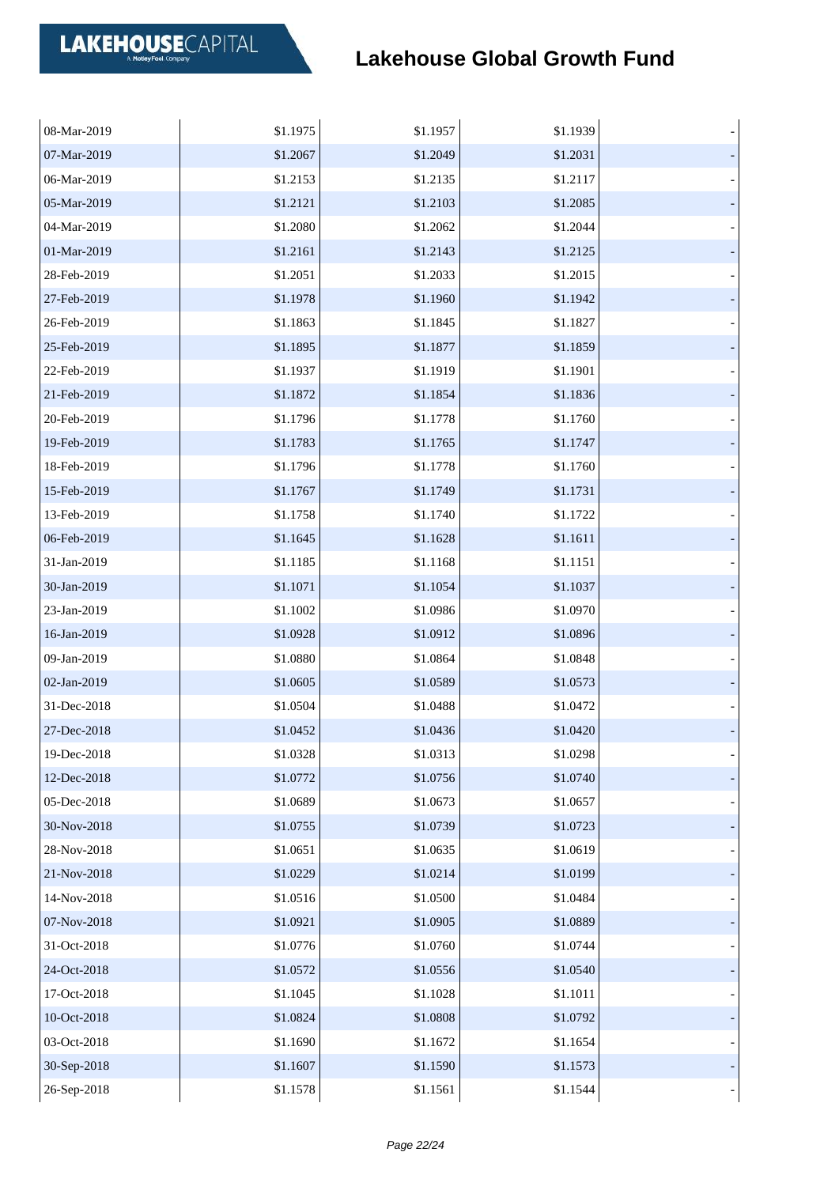# Lakehouse Global Growth Fund

| | | | | |
|---|---|---|---|---|
| 08-Mar-2019 | $1.1975 | $1.1957 | $1.1939 | - |
| 07-Mar-2019 | $1.2067 | $1.2049 | $1.2031 | - |
| 06-Mar-2019 | $1.2153 | $1.2135 | $1.2117 | - |
| 05-Mar-2019 | $1.2121 | $1.2103 | $1.2085 | - |
| 04-Mar-2019 | $1.2080 | $1.2062 | $1.2044 | - |
| 01-Mar-2019 | $1.2161 | $1.2143 | $1.2125 | - |
| 28-Feb-2019 | $1.2051 | $1.2033 | $1.2015 | - |
| 27-Feb-2019 | $1.1978 | $1.1960 | $1.1942 | - |
| 26-Feb-2019 | $1.1863 | $1.1845 | $1.1827 | - |
| 25-Feb-2019 | $1.1895 | $1.1877 | $1.1859 | - |
| 22-Feb-2019 | $1.1937 | $1.1919 | $1.1901 | - |
| 21-Feb-2019 | $1.1872 | $1.1854 | $1.1836 | - |
| 20-Feb-2019 | $1.1796 | $1.1778 | $1.1760 | - |
| 19-Feb-2019 | $1.1783 | $1.1765 | $1.1747 | - |
| 18-Feb-2019 | $1.1796 | $1.1778 | $1.1760 | - |
| 15-Feb-2019 | $1.1767 | $1.1749 | $1.1731 | - |
| 13-Feb-2019 | $1.1758 | $1.1740 | $1.1722 | - |
| 06-Feb-2019 | $1.1645 | $1.1628 | $1.1611 | - |
| 31-Jan-2019 | $1.1185 | $1.1168 | $1.1151 | - |
| 30-Jan-2019 | $1.1071 | $1.1054 | $1.1037 | - |
| 23-Jan-2019 | $1.1002 | $1.0986 | $1.0970 | - |
| 16-Jan-2019 | $1.0928 | $1.0912 | $1.0896 | - |
| 09-Jan-2019 | $1.0880 | $1.0864 | $1.0848 | - |
| 02-Jan-2019 | $1.0605 | $1.0589 | $1.0573 | - |
| 31-Dec-2018 | $1.0504 | $1.0488 | $1.0472 | - |
| 27-Dec-2018 | $1.0452 | $1.0436 | $1.0420 | - |
| 19-Dec-2018 | $1.0328 | $1.0313 | $1.0298 | - |
| 12-Dec-2018 | $1.0772 | $1.0756 | $1.0740 | - |
| 05-Dec-2018 | $1.0689 | $1.0673 | $1.0657 | - |
| 30-Nov-2018 | $1.0755 | $1.0739 | $1.0723 | - |
| 28-Nov-2018 | $1.0651 | $1.0635 | $1.0619 | - |
| 21-Nov-2018 | $1.0229 | $1.0214 | $1.0199 | - |
| 14-Nov-2018 | $1.0516 | $1.0500 | $1.0484 | - |
| 07-Nov-2018 | $1.0921 | $1.0905 | $1.0889 | - |
| 31-Oct-2018 | $1.0776 | $1.0760 | $1.0744 | - |
| 24-Oct-2018 | $1.0572 | $1.0556 | $1.0540 | - |
| 17-Oct-2018 | $1.1045 | $1.1028 | $1.1011 | - |
| 10-Oct-2018 | $1.0824 | $1.0808 | $1.0792 | - |
| 03-Oct-2018 | $1.1690 | $1.1672 | $1.1654 | - |
| 30-Sep-2018 | $1.1607 | $1.1590 | $1.1573 | - |
| 26-Sep-2018 | $1.1578 | $1.1561 | $1.1544 | - |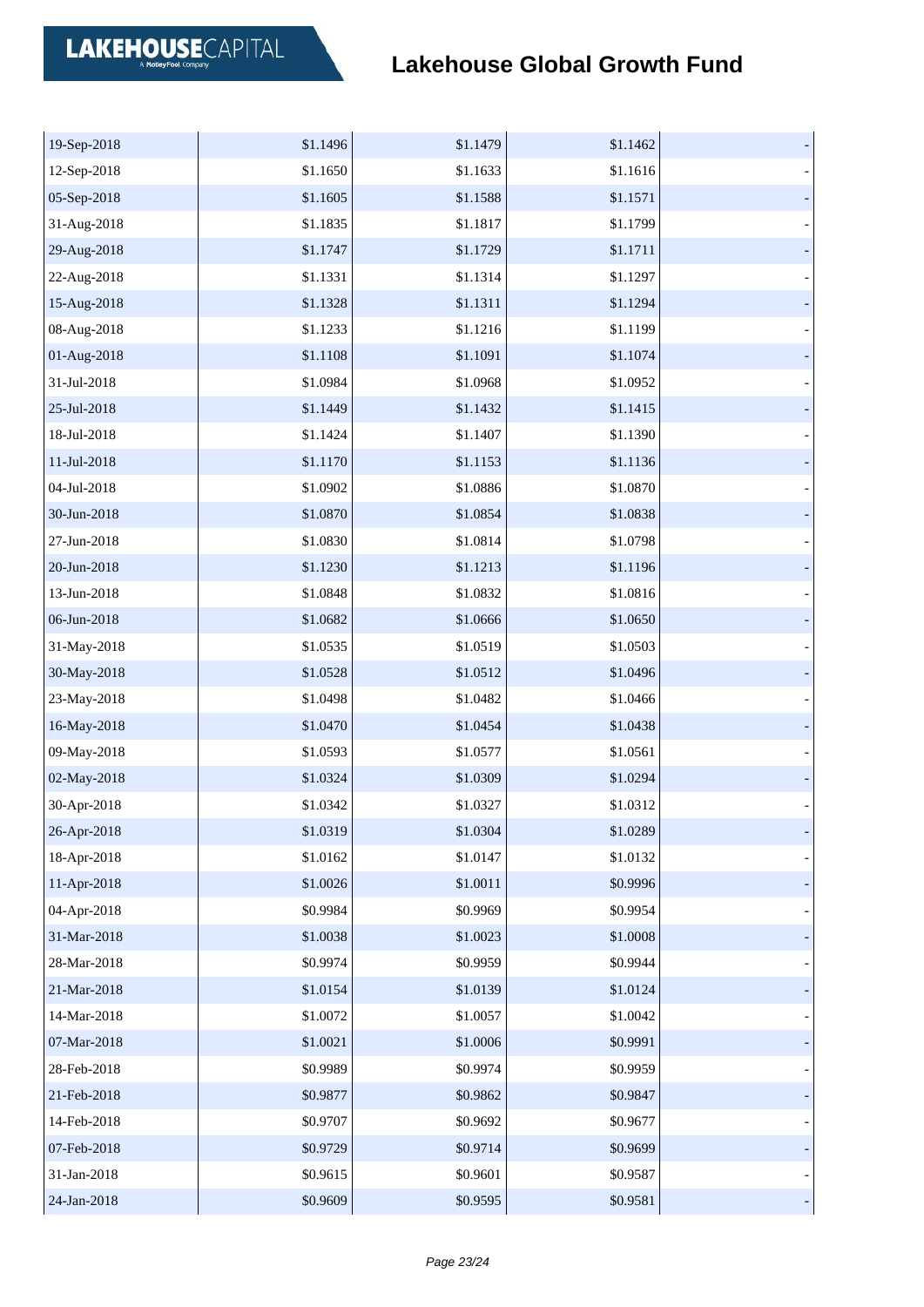# Lakehouse Global Growth Fund

| | | | | |
|---|---|---|---|---|
| 19-Sep-2018 | $1.1496 | $1.1479 | $1.1462 | - |
| 12-Sep-2018 | $1.1650 | $1.1633 | $1.1616 | - |
| 05-Sep-2018 | $1.1605 | $1.1588 | $1.1571 | - |
| 31-Aug-2018 | $1.1835 | $1.1817 | $1.1799 | - |
| 29-Aug-2018 | $1.1747 | $1.1729 | $1.1711 | - |
| 22-Aug-2018 | $1.1331 | $1.1314 | $1.1297 | - |
| 15-Aug-2018 | $1.1328 | $1.1311 | $1.1294 | - |
| 08-Aug-2018 | $1.1233 | $1.1216 | $1.1199 | - |
| 01-Aug-2018 | $1.1108 | $1.1091 | $1.1074 | - |
| 31-Jul-2018 | $1.0984 | $1.0968 | $1.0952 | - |
| 25-Jul-2018 | $1.1449 | $1.1432 | $1.1415 | - |
| 18-Jul-2018 | $1.1424 | $1.1407 | $1.1390 | - |
| 11-Jul-2018 | $1.1170 | $1.1153 | $1.1136 | - |
| 04-Jul-2018 | $1.0902 | $1.0886 | $1.0870 | - |
| 30-Jun-2018 | $1.0870 | $1.0854 | $1.0838 | - |
| 27-Jun-2018 | $1.0830 | $1.0814 | $1.0798 | - |
| 20-Jun-2018 | $1.1230 | $1.1213 | $1.1196 | - |
| 13-Jun-2018 | $1.0848 | $1.0832 | $1.0816 | - |
| 06-Jun-2018 | $1.0682 | $1.0666 | $1.0650 | - |
| 31-May-2018 | $1.0535 | $1.0519 | $1.0503 | - |
| 30-May-2018 | $1.0528 | $1.0512 | $1.0496 | - |
| 23-May-2018 | $1.0498 | $1.0482 | $1.0466 | - |
| 16-May-2018 | $1.0470 | $1.0454 | $1.0438 | - |
| 09-May-2018 | $1.0593 | $1.0577 | $1.0561 | - |
| 02-May-2018 | $1.0324 | $1.0309 | $1.0294 | - |
| 30-Apr-2018 | $1.0342 | $1.0327 | $1.0312 | - |
| 26-Apr-2018 | $1.0319 | $1.0304 | $1.0289 | - |
| 18-Apr-2018 | $1.0162 | $1.0147 | $1.0132 | - |
| 11-Apr-2018 | $1.0026 | $1.0011 | $0.9996 | - |
| 04-Apr-2018 | $0.9984 | $0.9969 | $0.9954 | - |
| 31-Mar-2018 | $1.0038 | $1.0023 | $1.0008 | - |
| 28-Mar-2018 | $0.9974 | $0.9959 | $0.9944 | - |
| 21-Mar-2018 | $1.0154 | $1.0139 | $1.0124 | - |
| 14-Mar-2018 | $1.0072 | $1.0057 | $1.0042 | - |
| 07-Mar-2018 | $1.0021 | $1.0006 | $0.9991 | - |
| 28-Feb-2018 | $0.9989 | $0.9974 | $0.9959 | - |
| 21-Feb-2018 | $0.9877 | $0.9862 | $0.9847 | - |
| 14-Feb-2018 | $0.9707 | $0.9692 | $0.9677 | - |
| 07-Feb-2018 | $0.9729 | $0.9714 | $0.9699 | - |
| 31-Jan-2018 | $0.9615 | $0.9601 | $0.9587 | - |
| 24-Jan-2018 | $0.9609 | $0.9595 | $0.9581 | - |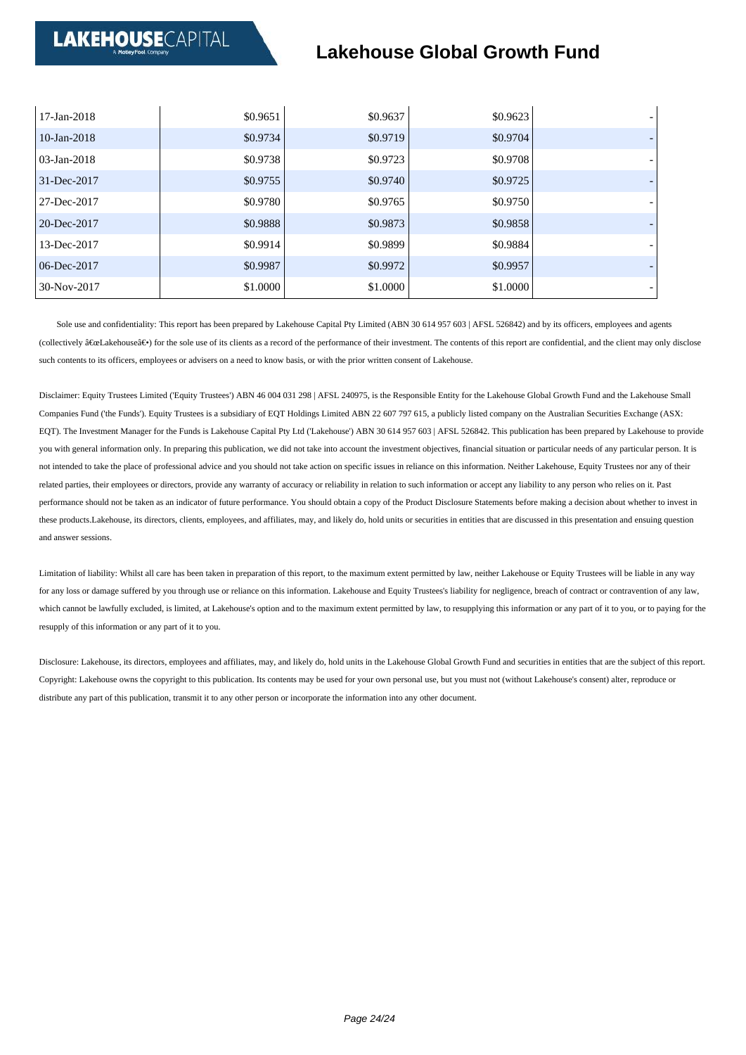| | | | | |
|---|---|---|---|---|
| 17-Jan-2018 | $0.9651 | $0.9637 | $0.9623 | - |
| 10-Jan-2018 | $0.9734 | $0.9719 | $0.9704 | - |
| 03-Jan-2018 | $0.9738 | $0.9723 | $0.9708 | - |
| 31-Dec-2017 | $0.9755 | $0.9740 | $0.9725 | - |
| 27-Dec-2017 | $0.9780 | $0.9765 | $0.9750 | - |
| 20-Dec-2017 | $0.9888 | $0.9873 | $0.9858 | - |
| 13-Dec-2017 | $0.9914 | $0.9899 | $0.9884 | - |
| 06-Dec-2017 | $0.9987 | $0.9972 | $0.9957 | - |
| 30-Nov-2017 | $1.0000 | $1.0000 | $1.0000 | - |

Sole use and confidentiality: This report has been prepared by Lakehouse Capital Pty Limited (ABN 30 614 957 603 | AFSL 526842) and by its officers, employees and agents (collectively â€œLakehouseâ€•) for the sole use of its clients as a record of the performance of their investment. The contents of this report are confidential, and the client may only disclose such contents to its officers, employees or advisers on a need to know basis, or with the prior written consent of Lakehouse.

Disclaimer: Equity Trustees Limited ('Equity Trustees') ABN 46 004 031 298 | AFSL 240975, is the Responsible Entity for the Lakehouse Global Growth Fund and the Lakehouse Small Companies Fund ('the Funds'). Equity Trustees is a subsidiary of EQT Holdings Limited ABN 22 607 797 615, a publicly listed company on the Australian Securities Exchange (ASX: EQT). The Investment Manager for the Funds is Lakehouse Capital Pty Ltd ('Lakehouse') ABN 30 614 957 603 | AFSL 526842. This publication has been prepared by Lakehouse to provide you with general information only. In preparing this publication, we did not take into account the investment objectives, financial situation or particular needs of any particular person. It is not intended to take the place of professional advice and you should not take action on specific issues in reliance on this information. Neither Lakehouse, Equity Trustees nor any of their related parties, their employees or directors, provide any warranty of accuracy or reliability in relation to such information or accept any liability to any person who relies on it. Past performance should not be taken as an indicator of future performance. You should obtain a copy of the Product Disclosure Statements before making a decision about whether to invest in these products.Lakehouse, its directors, clients, employees, and affiliates, may, and likely do, hold units or securities in entities that are discussed in this presentation and ensuing question and answer sessions.

Limitation of liability: Whilst all care has been taken in preparation of this report, to the maximum extent permitted by law, neither Lakehouse or Equity Trustees will be liable in any way for any loss or damage suffered by you through use or reliance on this information. Lakehouse and Equity Trustees's liability for negligence, breach of contract or contravention of any law, which cannot be lawfully excluded, is limited, at Lakehouse's option and to the maximum extent permitted by law, to resupplying this information or any part of it to you, or to paying for the resupply of this information or any part of it to you.

Disclosure: Lakehouse, its directors, employees and affiliates, may, and likely do, hold units in the Lakehouse Global Growth Fund and securities in entities that are the subject of this report. Copyright: Lakehouse owns the copyright to this publication. Its contents may be used for your own personal use, but you must not (without Lakehouse's consent) alter, reproduce or distribute any part of this publication, transmit it to any other person or incorporate the information into any other document.